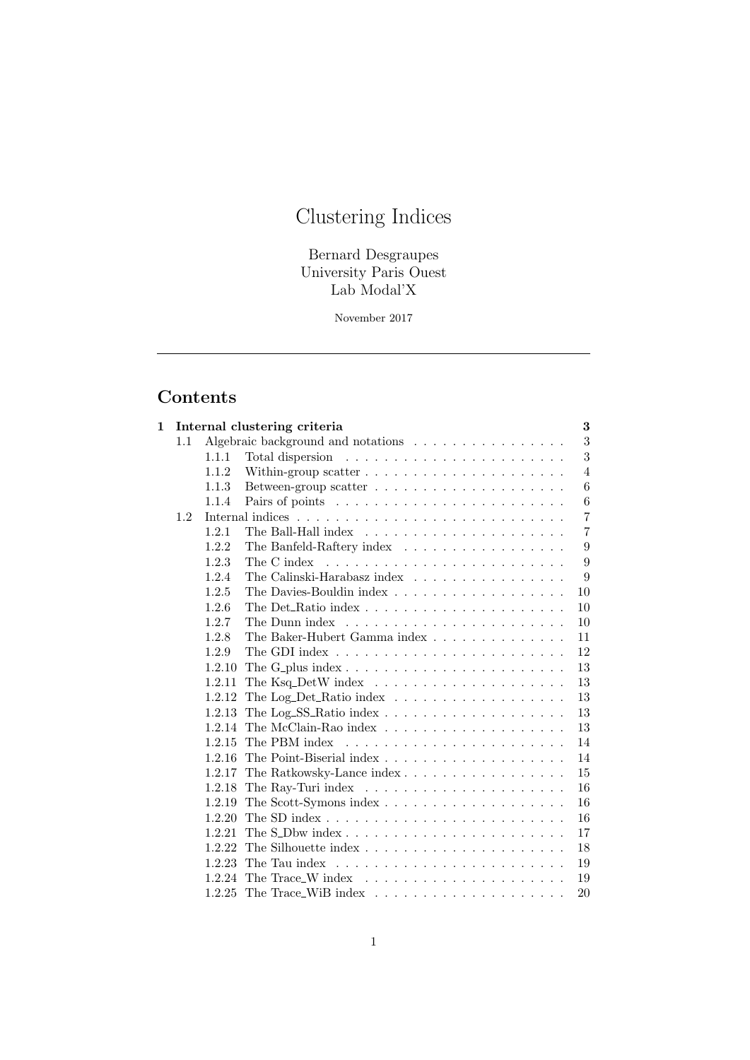# Clustering Indices

Bernard Desgraupes
University Paris Ouest
Lab Modal'X

November 2017

---

## Contents

| | | | |
|---|---|---|---|
| **1** | **Internal clustering criteria** | | **3** |
| | 1.1 | Algebraic background and notations | 3 |
| | | 1.1.1 Total dispersion | 3 |
| | | 1.1.2 Within-group scatter | 4 |
| | | 1.1.3 Between-group scatter | 6 |
| | | 1.1.4 Pairs of points | 6 |
| | 1.2 | Internal indices | 7 |
| | | 1.2.1 The Ball-Hall index | 7 |
| | | 1.2.2 The Banfeld-Raftery index | 9 |
| | | 1.2.3 The C index | 9 |
| | | 1.2.4 The Calinski-Harabasz index | 9 |
| | | 1.2.5 The Davies-Bouldin index | 10 |
| | | 1.2.6 The Det_Ratio index | 10 |
| | | 1.2.7 The Dunn index | 10 |
| | | 1.2.8 The Baker-Hubert Gamma index | 11 |
| | | 1.2.9 The GDI index | 12 |
| | | 1.2.10 The G_plus index | 13 |
| | | 1.2.11 The Ksq_DetW index | 13 |
| | | 1.2.12 The Log_Det_Ratio index | 13 |
| | | 1.2.13 The Log_SS_Ratio index | 13 |
| | | 1.2.14 The McClain-Rao index | 13 |
| | | 1.2.15 The PBM index | 14 |
| | | 1.2.16 The Point-Biserial index | 14 |
| | | 1.2.17 The Ratkowsky-Lance index | 15 |
| | | 1.2.18 The Ray-Turi index | 16 |
| | | 1.2.19 The Scott-Symons index | 16 |
| | | 1.2.20 The SD index | 16 |
| | | 1.2.21 The S_Dbw index | 17 |
| | | 1.2.22 The Silhouette index | 18 |
| | | 1.2.23 The Tau index | 19 |
| | | 1.2.24 The Trace_W index | 19 |
| | | 1.2.25 The Trace_WiB index | 20 |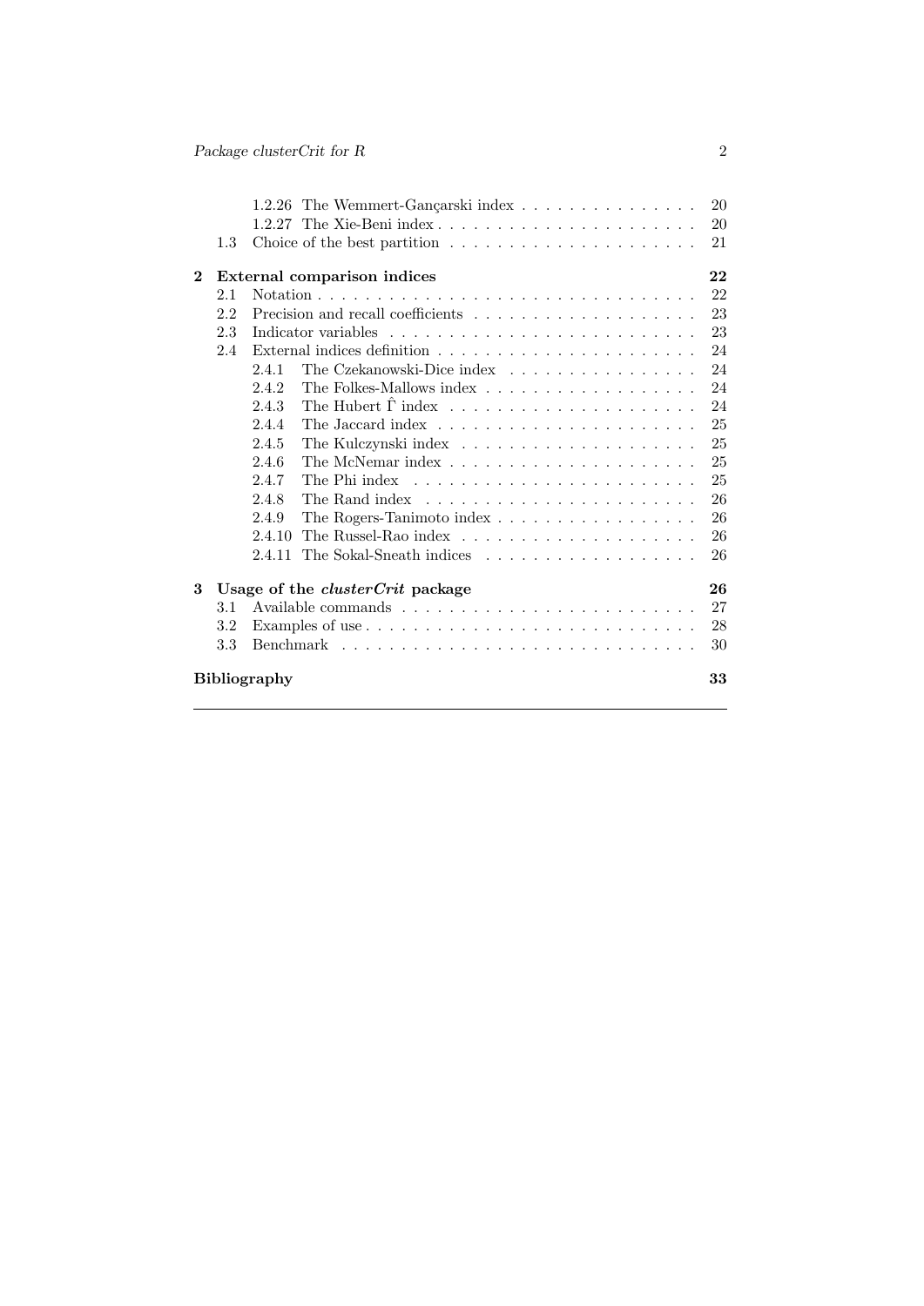- 1.2.26 The Wemmert-Gançarski index . . . . . . . . . . . . . . . 20
- 1.2.27 The Xie-Beni index . . . . . . . . . . . . . . . . . . . . . 20
- 1.3 Choice of the best partition . . . . . . . . . . . . . . . . . . . . 21

**2 External comparison indices** **22**

- 2.1 Notation . . . . . . . . . . . . . . . . . . . . . . . . . . . . . . . . 22
- 2.2 Precision and recall coefficients . . . . . . . . . . . . . . . . . . 23
- 2.3 Indicator variables . . . . . . . . . . . . . . . . . . . . . . . . . . 23
- 2.4 External indices definition . . . . . . . . . . . . . . . . . . . . . 24
  - 2.4.1 The Czekanowski-Dice index . . . . . . . . . . . . . . . . 24
  - 2.4.2 The Folkes-Mallows index . . . . . . . . . . . . . . . . . . 24
  - 2.4.3 The Hubert $\hat{\Gamma}$ index . . . . . . . . . . . . . . . . . . . . . 24
  - 2.4.4 The Jaccard index . . . . . . . . . . . . . . . . . . . . . . 25
  - 2.4.5 The Kulczynski index . . . . . . . . . . . . . . . . . . . . 25
  - 2.4.6 The McNemar index . . . . . . . . . . . . . . . . . . . . . 25
  - 2.4.7 The Phi index . . . . . . . . . . . . . . . . . . . . . . . . 25
  - 2.4.8 The Rand index . . . . . . . . . . . . . . . . . . . . . . . 26
  - 2.4.9 The Rogers-Tanimoto index . . . . . . . . . . . . . . . . . 26
  - 2.4.10 The Russel-Rao index . . . . . . . . . . . . . . . . . . . . 26
  - 2.4.11 The Sokal-Sneath indices . . . . . . . . . . . . . . . . . . 26

**3 Usage of the *clusterCrit* package** **26**

- 3.1 Available commands . . . . . . . . . . . . . . . . . . . . . . . . . 27
- 3.2 Examples of use . . . . . . . . . . . . . . . . . . . . . . . . . . . 28
- 3.3 Benchmark . . . . . . . . . . . . . . . . . . . . . . . . . . . . . . 30

**Bibliography** **33**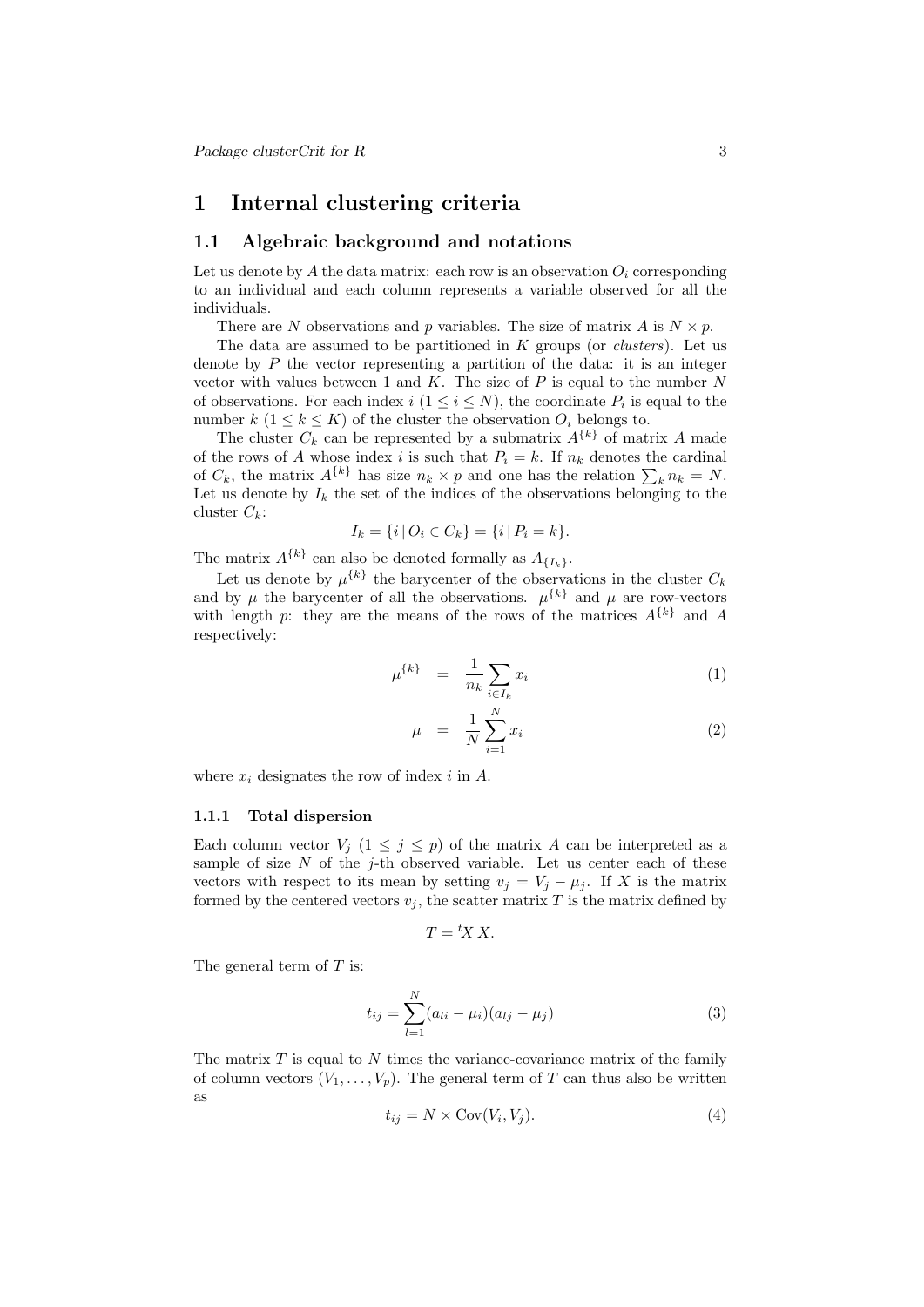# 1 Internal clustering criteria

## 1.1 Algebraic background and notations

Let us denote by $A$ the data matrix: each row is an observation $O_i$ corresponding to an individual and each column represents a variable observed for all the individuals.

There are $N$ observations and $p$ variables. The size of matrix $A$ is $N \times p$.

The data are assumed to be partitioned in $K$ groups (or *clusters*). Let us denote by $P$ the vector representing a partition of the data: it is an integer vector with values between 1 and $K$. The size of $P$ is equal to the number $N$ of observations. For each index $i$ ($1 \leq i \leq N$), the coordinate $P_i$ is equal to the number $k$ ($1 \leq k \leq K$) of the cluster the observation $O_i$ belongs to.

The cluster $C_k$ can be represented by a submatrix $A^{\{k\}}$ of matrix $A$ made of the rows of $A$ whose index $i$ is such that $P_i = k$. If $n_k$ denotes the cardinal of $C_k$, the matrix $A^{\{k\}}$ has size $n_k \times p$ and one has the relation $\sum_k n_k = N$. Let us denote by $I_k$ the set of the indices of the observations belonging to the cluster $C_k$:

$$I_k = \{i \,|\, O_i \in C_k\} = \{i \,|\, P_i = k\}.$$

The matrix $A^{\{k\}}$ can also be denoted formally as $A_{\{I_k\}}$.

Let us denote by $\mu^{\{k\}}$ the barycenter of the observations in the cluster $C_k$ and by $\mu$ the barycenter of all the observations. $\mu^{\{k\}}$ and $\mu$ are row-vectors with length $p$: they are the means of the rows of the matrices $A^{\{k\}}$ and $A$ respectively:

$$\mu^{\{k\}} = \frac{1}{n_k} \sum_{i \in I_k} x_i \tag{1}$$

$$\mu = \frac{1}{N} \sum_{i=1}^{N} x_i \tag{2}$$

where $x_i$ designates the row of index $i$ in $A$.

### 1.1.1 Total dispersion

Each column vector $V_j$ ($1 \leq j \leq p$) of the matrix $A$ can be interpreted as a sample of size $N$ of the $j$-th observed variable. Let us center each of these vectors with respect to its mean by setting $v_j = V_j - \mu_j$. If $X$ is the matrix formed by the centered vectors $v_j$, the scatter matrix $T$ is the matrix defined by

$$T = {}^{t}X\,X.$$

The general term of $T$ is:

$$t_{ij} = \sum_{l=1}^{N} (a_{li} - \mu_i)(a_{lj} - \mu_j) \tag{3}$$

The matrix $T$ is equal to $N$ times the variance-covariance matrix of the family of column vectors $(V_1, \ldots, V_p)$. The general term of $T$ can thus also be written as

$$t_{ij} = N \times \mathrm{Cov}(V_i, V_j). \tag{4}$$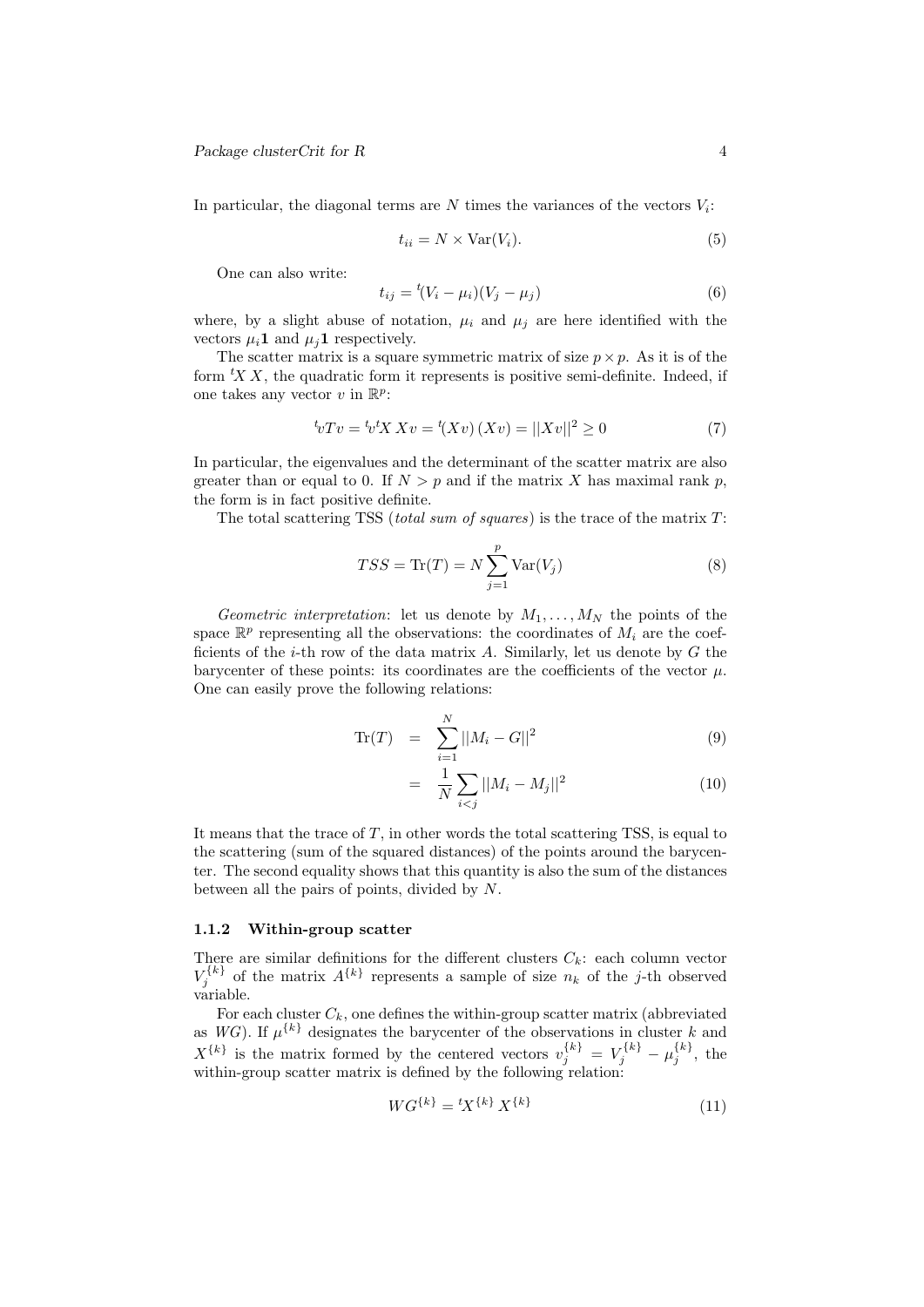In particular, the diagonal terms are $N$ times the variances of the vectors $V_i$:

$$t_{ii} = N \times \mathrm{Var}(V_i). \tag{5}$$

One can also write:

$$t_{ij} = {}^t(V_i - \mu_i)(V_j - \mu_j) \tag{6}$$

where, by a slight abuse of notation, $\mu_i$ and $\mu_j$ are here identified with the vectors $\mu_i \mathbf{1}$ and $\mu_j \mathbf{1}$ respectively.

The scatter matrix is a square symmetric matrix of size $p \times p$. As it is of the form ${}^tX\,X$, the quadratic form it represents is positive semi-definite. Indeed, if one takes any vector $v$ in $\mathbb{R}^p$:

$${}^tvTv = {}^tv{}^tX\,Xv = {}^t(Xv)\,(Xv) = ||Xv||^2 \geq 0 \tag{7}$$

In particular, the eigenvalues and the determinant of the scatter matrix are also greater than or equal to 0. If $N > p$ and if the matrix $X$ has maximal rank $p$, the form is in fact positive definite.

The total scattering TSS (*total sum of squares*) is the trace of the matrix $T$:

$$TSS = \mathrm{Tr}(T) = N \sum_{j=1}^{p} \mathrm{Var}(V_j) \tag{8}$$

*Geometric interpretation*: let us denote by $M_1, \ldots, M_N$ the points of the space $\mathbb{R}^p$ representing all the observations: the coordinates of $M_i$ are the coefficients of the $i$-th row of the data matrix $A$. Similarly, let us denote by $G$ the barycenter of these points: its coordinates are the coefficients of the vector $\mu$. One can easily prove the following relations:

$$\mathrm{Tr}(T) = \sum_{i=1}^{N} ||M_i - G||^2 \tag{9}$$

$$= \frac{1}{N} \sum_{i<j} ||M_i - M_j||^2 \tag{10}$$

It means that the trace of $T$, in other words the total scattering TSS, is equal to the scattering (sum of the squared distances) of the points around the barycenter. The second equality shows that this quantity is also the sum of the distances between all the pairs of points, divided by $N$.

### 1.1.2 Within-group scatter

There are similar definitions for the different clusters $C_k$: each column vector $V_j^{\{k\}}$ of the matrix $A^{\{k\}}$ represents a sample of size $n_k$ of the $j$-th observed variable.

For each cluster $C_k$, one defines the within-group scatter matrix (abbreviated as $WG$). If $\mu^{\{k\}}$ designates the barycenter of the observations in cluster $k$ and $X^{\{k\}}$ is the matrix formed by the centered vectors $v_j^{\{k\}} = V_j^{\{k\}} - \mu_j^{\{k\}}$, the within-group scatter matrix is defined by the following relation:

$$WG^{\{k\}} = {}^tX^{\{k\}}\,X^{\{k\}} \tag{11}$$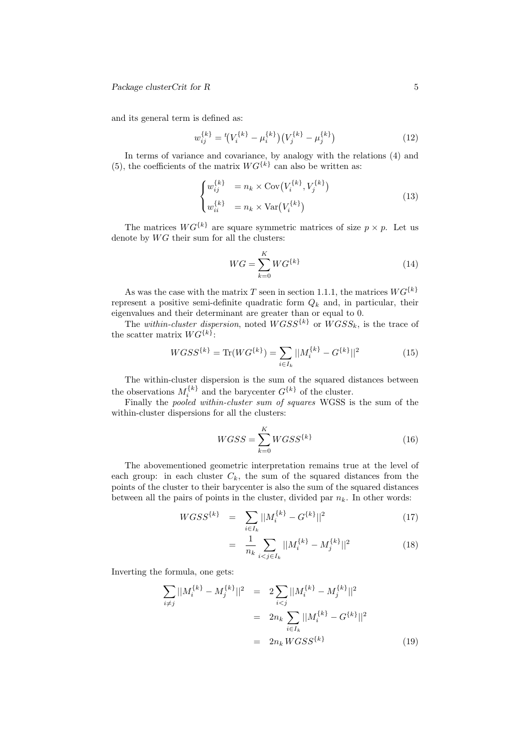and its general term is defined as:

$$w_{ij}^{\{k\}} = {}^t\big(V_i^{\{k\}} - \mu_i^{\{k\}}\big)\big(V_j^{\{k\}} - \mu_j^{\{k\}}\big) \tag{12}$$

In terms of variance and covariance, by analogy with the relations (4) and (5), the coefficients of the matrix $WG^{\{k\}}$ can also be written as:

$$\begin{cases} w_{ij}^{\{k\}} & = n_k \times \operatorname{Cov}\big(V_i^{\{k\}}, V_j^{\{k\}}\big) \\ w_{ii}^{\{k\}} & = n_k \times \operatorname{Var}\big(V_i^{\{k\}}\big) \end{cases} \tag{13}$$

The matrices $WG^{\{k\}}$ are square symmetric matrices of size $p \times p$. Let us denote by $WG$ their sum for all the clusters:

$$WG = \sum_{k=0}^{K} WG^{\{k\}} \tag{14}$$

As was the case with the matrix $T$ seen in section 1.1.1, the matrices $WG^{\{k\}}$ represent a positive semi-definite quadratic form $Q_k$ and, in particular, their eigenvalues and their determinant are greater than or equal to 0.

The *within-cluster dispersion*, noted $WGSS^{\{k\}}$ or $WGSS_k$, is the trace of the scatter matrix $WG^{\{k\}}$:

$$WGSS^{\{k\}} = \operatorname{Tr}(WG^{\{k\}}) = \sum_{i \in I_k} ||M_i^{\{k\}} - G^{\{k\}}||^2 \tag{15}$$

The within-cluster dispersion is the sum of the squared distances between the observations $M_i^{\{k\}}$ and the barycenter $G^{\{k\}}$ of the cluster.

Finally the *pooled within-cluster sum of squares* WGSS is the sum of the within-cluster dispersions for all the clusters:

$$WGSS = \sum_{k=0}^{K} WGSS^{\{k\}} \tag{16}$$

The abovementioned geometric interpretation remains true at the level of each group: in each cluster $C_k$, the sum of the squared distances from the points of the cluster to their barycenter is also the sum of the squared distances between all the pairs of points in the cluster, divided par $n_k$. In other words:

$$WGSS^{\{k\}} = \sum_{i \in I_k} ||M_i^{\{k\}} - G^{\{k\}}||^2 \tag{17}$$

$$= \frac{1}{n_k} \sum_{i<j \in I_k} ||M_i^{\{k\}} - M_j^{\{k\}}||^2 \tag{18}$$

Inverting the formula, one gets:

$$\begin{aligned} \sum_{i \neq j} ||M_i^{\{k\}} - M_j^{\{k\}}||^2 &= 2\sum_{i<j} ||M_i^{\{k\}} - M_j^{\{k\}}||^2 \\ &= 2n_k \sum_{i \in I_k} ||M_i^{\{k\}} - G^{\{k\}}||^2 \\ &= 2n_k \, WGSS^{\{k\}} \end{aligned} \tag{19}$$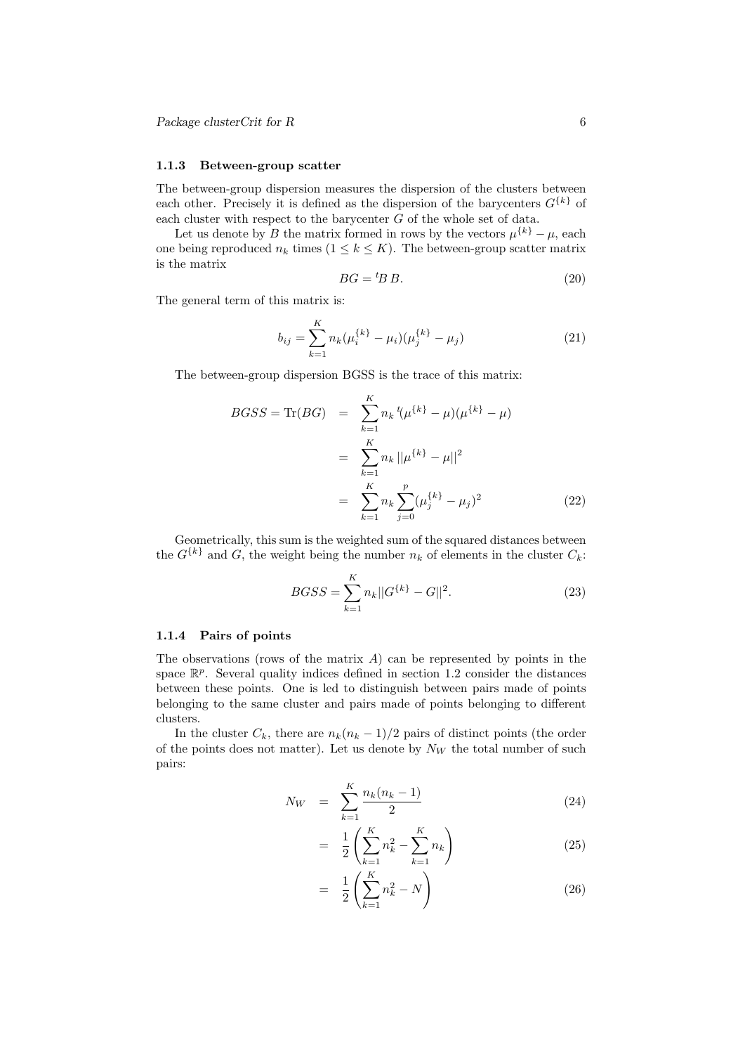### 1.1.3 Between-group scatter

The between-group dispersion measures the dispersion of the clusters between each other. Precisely it is defined as the dispersion of the barycenters $G^{\{k\}}$ of each cluster with respect to the barycenter $G$ of the whole set of data.

Let us denote by $B$ the matrix formed in rows by the vectors $\mu^{\{k\}} - \mu$, each one being reproduced $n_k$ times ($1 \leq k \leq K$). The between-group scatter matrix is the matrix

$$BG = {}^{t}B\,B. \tag{20}$$

The general term of this matrix is:

$$b_{ij} = \sum_{k=1}^{K} n_k(\mu_i^{\{k\}} - \mu_i)(\mu_j^{\{k\}} - \mu_j) \tag{21}$$

The between-group dispersion BGSS is the trace of this matrix:

$$\begin{aligned} BGSS = \text{Tr}(BG) &= \sum_{k=1}^{K} n_k \,{}^{t}(\mu^{\{k\}} - \mu)(\mu^{\{k\}} - \mu) \\ &= \sum_{k=1}^{K} n_k \,||\mu^{\{k\}} - \mu||^2 \\ &= \sum_{k=1}^{K} n_k \sum_{j=0}^{p} (\mu_j^{\{k\}} - \mu_j)^2 \end{aligned} \tag{22}$$

Geometrically, this sum is the weighted sum of the squared distances between the $G^{\{k\}}$ and $G$, the weight being the number $n_k$ of elements in the cluster $C_k$:

$$BGSS = \sum_{k=1}^{K} n_k ||G^{\{k\}} - G||^2. \tag{23}$$

### 1.1.4 Pairs of points

The observations (rows of the matrix $A$) can be represented by points in the space $\mathbb{R}^p$. Several quality indices defined in section 1.2 consider the distances between these points. One is led to distinguish between pairs made of points belonging to the same cluster and pairs made of points belonging to different clusters.

In the cluster $C_k$, there are $n_k(n_k - 1)/2$ pairs of distinct points (the order of the points does not matter). Let us denote by $N_W$ the total number of such pairs:

$$N_W = \sum_{k=1}^{K} \frac{n_k(n_k - 1)}{2} \tag{24}$$

$$= \frac{1}{2}\left(\sum_{k=1}^{K} n_k^2 - \sum_{k=1}^{K} n_k\right) \tag{25}$$

$$= \frac{1}{2}\left(\sum_{k=1}^{K} n_k^2 - N\right) \tag{26}$$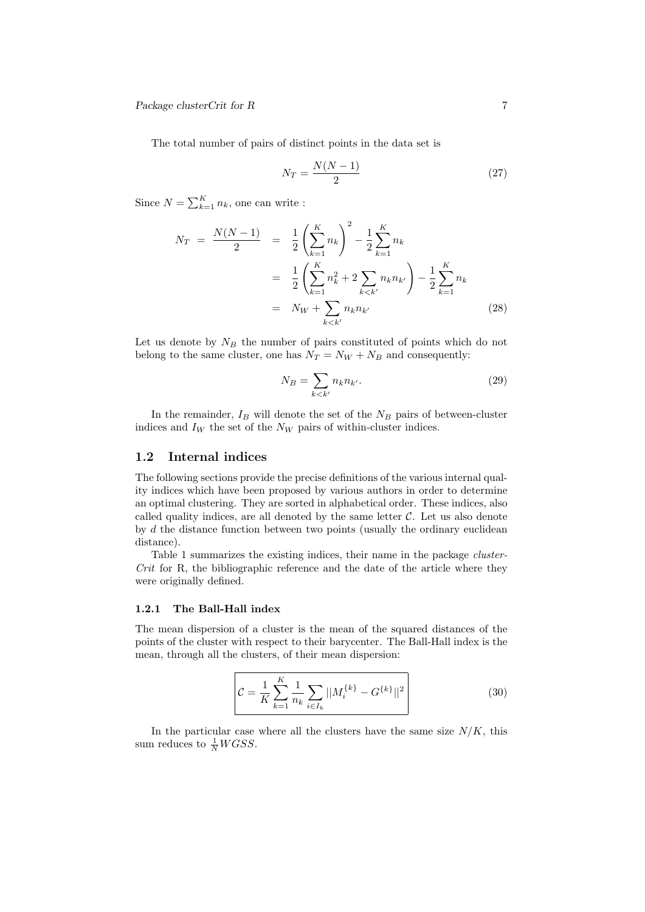The total number of pairs of distinct points in the data set is

$$N_T = \frac{N(N-1)}{2} \tag{27}$$

Since $N = \sum_{k=1}^{K} n_k$, one can write :

$$\begin{aligned}
N_T = \frac{N(N-1)}{2} &= \frac{1}{2}\left(\sum_{k=1}^{K} n_k\right)^2 - \frac{1}{2}\sum_{k=1}^{K} n_k \\
&= \frac{1}{2}\left(\sum_{k=1}^{K} n_k^2 + 2\sum_{k<k'} n_k n_{k'}\right) - \frac{1}{2}\sum_{k=1}^{K} n_k \\
&= N_W + \sum_{k<k'} n_k n_{k'}
\end{aligned} \tag{28}$$

Let us denote by $N_B$ the number of pairs constituted of points which do not belong to the same cluster, one has $N_T = N_W + N_B$ and consequently:

$$N_B = \sum_{k<k'} n_k n_{k'}. \tag{29}$$

In the remainder, $I_B$ will denote the set of the $N_B$ pairs of between-cluster indices and $I_W$ the set of the $N_W$ pairs of within-cluster indices.

## 1.2 Internal indices

The following sections provide the precise definitions of the various internal quality indices which have been proposed by various authors in order to determine an optimal clustering. They are sorted in alphabetical order. These indices, also called quality indices, are all denoted by the same letter $\mathcal{C}$. Let us also denote by $d$ the distance function between two points (usually the ordinary euclidean distance).

Table 1 summarizes the existing indices, their name in the package *clusterCrit* for R, the bibliographic reference and the date of the article where they were originally defined.

### 1.2.1 The Ball-Hall index

The mean dispersion of a cluster is the mean of the squared distances of the points of the cluster with respect to their barycenter. The Ball-Hall index is the mean, through all the clusters, of their mean dispersion:

$$\boxed{\mathcal{C} = \frac{1}{K}\sum_{k=1}^{K} \frac{1}{n_k} \sum_{i \in I_k} ||M_i^{\{k\}} - G^{\{k\}}||^2} \tag{30}$$

In the particular case where all the clusters have the same size $N/K$, this sum reduces to $\frac{1}{N} WGSS$.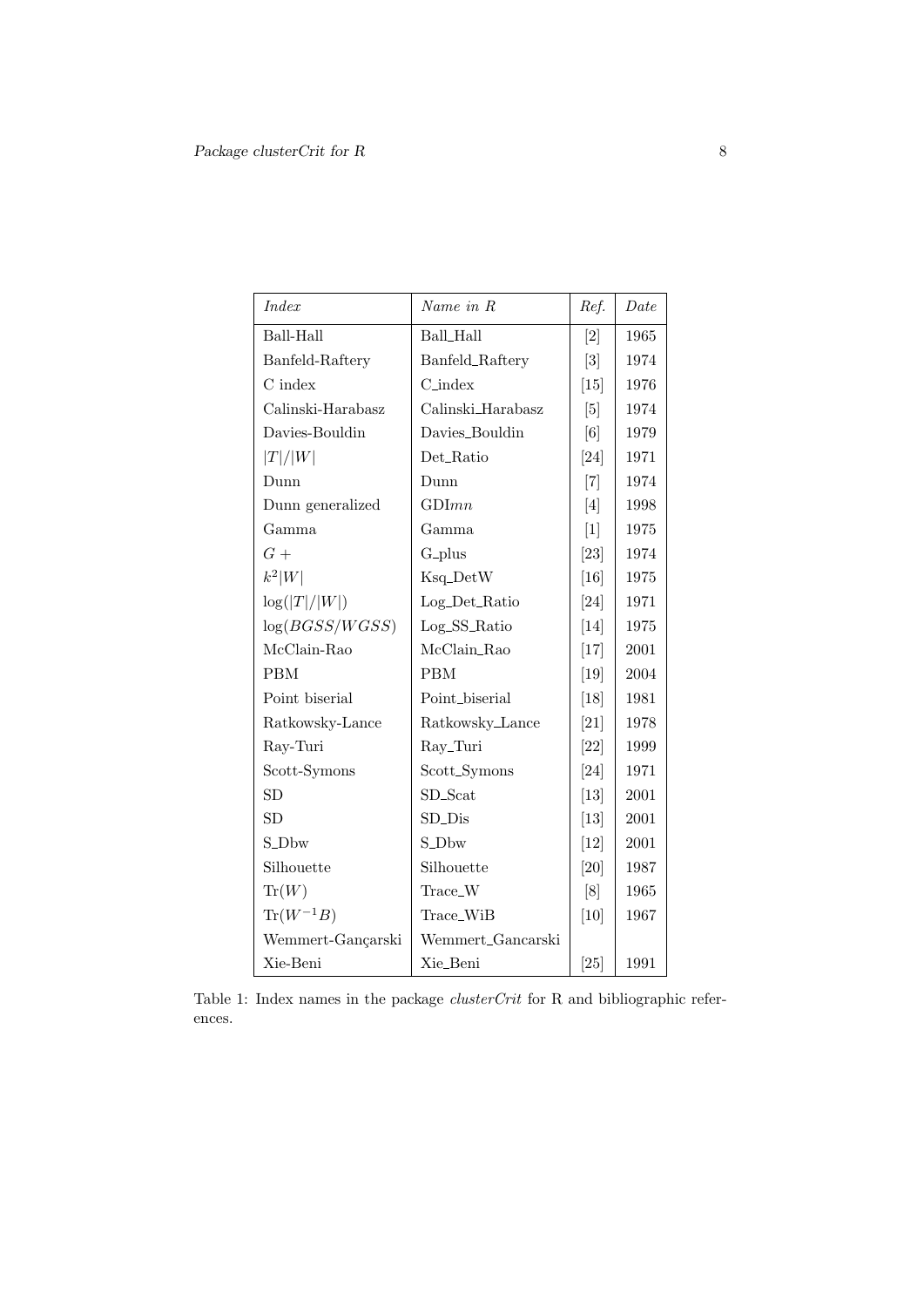| *Index* | *Name in R* | *Ref.* | *Date* |
|---|---|---|---|
| Ball-Hall | Ball_Hall | [2] | 1965 |
| Banfeld-Raftery | Banfeld_Raftery | [3] | 1974 |
| C index | C_index | [15] | 1976 |
| Calinski-Harabasz | Calinski_Harabasz | [5] | 1974 |
| Davies-Bouldin | Davies_Bouldin | [6] | 1979 |
| $\|T\|/\|W\|$ | Det_Ratio | [24] | 1971 |
| Dunn | Dunn | [7] | 1974 |
| Dunn generalized | GDI$mn$ | [4] | 1998 |
| Gamma | Gamma | [1] | 1975 |
| $G+$ | G_plus | [23] | 1974 |
| $k^2\|W\|$ | Ksq_DetW | [16] | 1975 |
| $\log(\|T\|/\|W\|)$ | Log_Det_Ratio | [24] | 1971 |
| $\log(BGSS/WGSS)$ | Log_SS_Ratio | [14] | 1975 |
| McClain-Rao | McClain_Rao | [17] | 2001 |
| PBM | PBM | [19] | 2004 |
| Point biserial | Point_biserial | [18] | 1981 |
| Ratkowsky-Lance | Ratkowsky_Lance | [21] | 1978 |
| Ray-Turi | Ray_Turi | [22] | 1999 |
| Scott-Symons | Scott_Symons | [24] | 1971 |
| SD | SD_Scat | [13] | 2001 |
| SD | SD_Dis | [13] | 2001 |
| S_Dbw | S_Dbw | [12] | 2001 |
| Silhouette | Silhouette | [20] | 1987 |
| $\mathrm{Tr}(W)$ | Trace_W | [8] | 1965 |
| $\mathrm{Tr}(W^{-1}B)$ | Trace_WiB | [10] | 1967 |
| Wemmert-Gançarski | Wemmert_Gancarski | | |
| Xie-Beni | Xie_Beni | [25] | 1991 |

Table 1: Index names in the package *clusterCrit* for R and bibliographic references.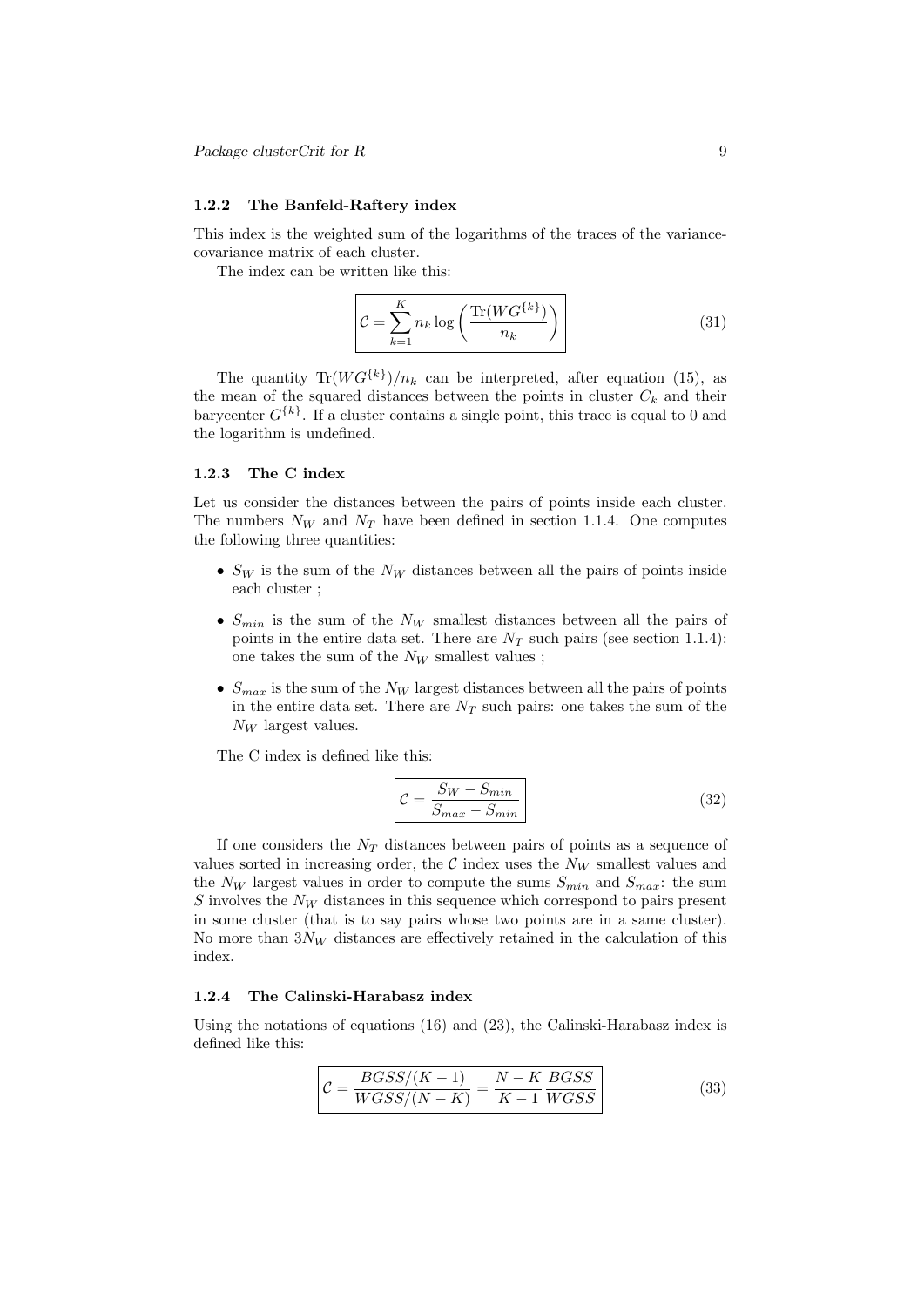### 1.2.2 The Banfeld-Raftery index

This index is the weighted sum of the logarithms of the traces of the variance-covariance matrix of each cluster.

The index can be written like this:

$$\boxed{\mathcal{C} = \sum_{k=1}^{K} n_k \log\left(\frac{\mathrm{Tr}(WG^{\{k\}})}{n_k}\right)} \tag{31}$$

The quantity $\mathrm{Tr}(WG^{\{k\}})/n_k$ can be interpreted, after equation (15), as the mean of the squared distances between the points in cluster $C_k$ and their barycenter $G^{\{k\}}$. If a cluster contains a single point, this trace is equal to 0 and the logarithm is undefined.

### 1.2.3 The C index

Let us consider the distances between the pairs of points inside each cluster. The numbers $N_W$ and $N_T$ have been defined in section 1.1.4. One computes the following three quantities:

- $S_W$ is the sum of the $N_W$ distances between all the pairs of points inside each cluster ;
- $S_{min}$ is the sum of the $N_W$ smallest distances between all the pairs of points in the entire data set. There are $N_T$ such pairs (see section 1.1.4): one takes the sum of the $N_W$ smallest values ;
- $S_{max}$ is the sum of the $N_W$ largest distances between all the pairs of points in the entire data set. There are $N_T$ such pairs: one takes the sum of the $N_W$ largest values.

The C index is defined like this:

$$\boxed{\mathcal{C} = \frac{S_W - S_{min}}{S_{max} - S_{min}}} \tag{32}$$

If one considers the $N_T$ distances between pairs of points as a sequence of values sorted in increasing order, the $\mathcal{C}$ index uses the $N_W$ smallest values and the $N_W$ largest values in order to compute the sums $S_{min}$ and $S_{max}$: the sum $S$ involves the $N_W$ distances in this sequence which correspond to pairs present in some cluster (that is to say pairs whose two points are in a same cluster). No more than $3N_W$ distances are effectively retained in the calculation of this index.

### 1.2.4 The Calinski-Harabasz index

Using the notations of equations (16) and (23), the Calinski-Harabasz index is defined like this:

$$\boxed{\mathcal{C} = \frac{BGSS/(K-1)}{WGSS/(N-K)} = \frac{N-K}{K-1}\frac{BGSS}{WGSS}} \tag{33}$$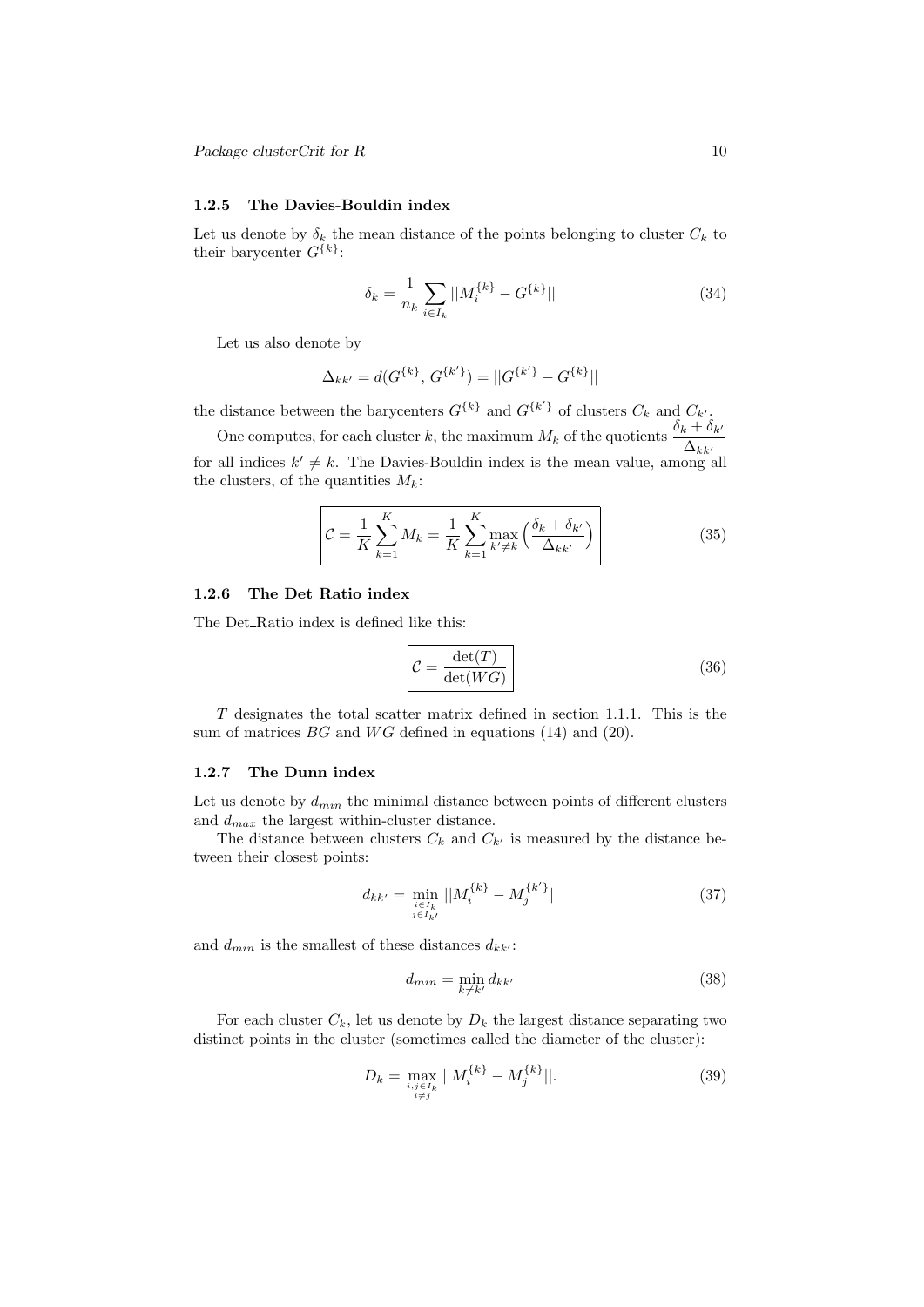### 1.2.5 The Davies-Bouldin index

Let us denote by $\delta_k$ the mean distance of the points belonging to cluster $C_k$ to their barycenter $G^{\{k\}}$:

$$\delta_k = \frac{1}{n_k} \sum_{i \in I_k} ||M_i^{\{k\}} - G^{\{k\}}|| \tag{34}$$

Let us also denote by

$$\Delta_{kk'} = d(G^{\{k\}}, G^{\{k'\}}) = ||G^{\{k'\}} - G^{\{k\}}||$$

the distance between the barycenters $G^{\{k\}}$ and $G^{\{k'\}}$ of clusters $C_k$ and $C_{k'}$.

One computes, for each cluster $k$, the maximum $M_k$ of the quotients $\dfrac{\delta_k + \delta_{k'}}{\Delta_{kk'}}$ for all indices $k' \neq k$. The Davies-Bouldin index is the mean value, among all the clusters, of the quantities $M_k$:

$$\boxed{\mathcal{C} = \frac{1}{K} \sum_{k=1}^{K} M_k = \frac{1}{K} \sum_{k=1}^{K} \max_{k' \neq k} \Big( \frac{\delta_k + \delta_{k'}}{\Delta_{kk'}} \Big)} \tag{35}$$

### 1.2.6 The Det_Ratio index

The Det_Ratio index is defined like this:

$$\boxed{\mathcal{C} = \frac{\det(T)}{\det(WG)}} \tag{36}$$

$T$ designates the total scatter matrix defined in section 1.1.1. This is the sum of matrices $BG$ and $WG$ defined in equations (14) and (20).

### 1.2.7 The Dunn index

Let us denote by $d_{min}$ the minimal distance between points of different clusters and $d_{max}$ the largest within-cluster distance.

The distance between clusters $C_k$ and $C_{k'}$ is measured by the distance between their closest points:

$$d_{kk'} = \min_{\substack{i \in I_k \\ j \in I_{k'}}} ||M_i^{\{k\}} - M_j^{\{k'\}}|| \tag{37}$$

and $d_{min}$ is the smallest of these distances $d_{kk'}$:

$$d_{min} = \min_{k \neq k'} d_{kk'} \tag{38}$$

For each cluster $C_k$, let us denote by $D_k$ the largest distance separating two distinct points in the cluster (sometimes called the diameter of the cluster):

$$D_k = \max_{\substack{i,j \in I_k \\ i \neq j}} ||M_i^{\{k\}} - M_j^{\{k\}}||. \tag{39}$$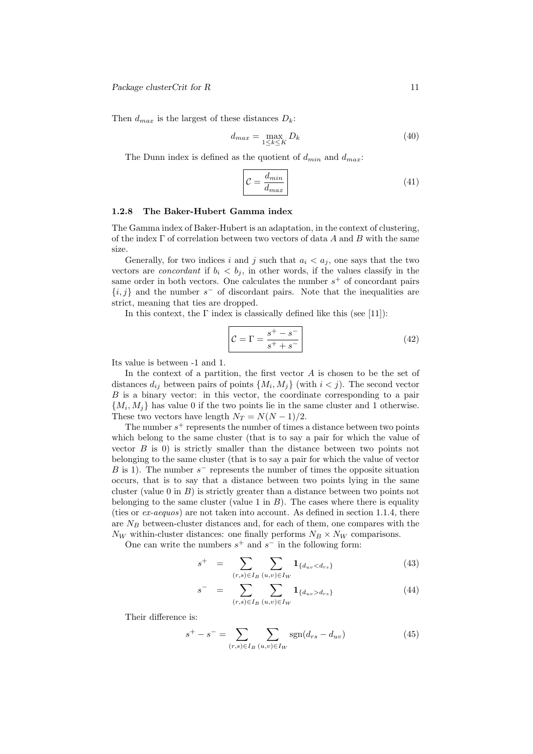Then $d_{max}$ is the largest of these distances $D_k$:

$$d_{max} = \max_{1 \leq k \leq K} D_k \tag{40}$$

The Dunn index is defined as the quotient of $d_{min}$ and $d_{max}$:

$$\boxed{\mathcal{C} = \frac{d_{min}}{d_{max}}} \tag{41}$$

#### 1.2.8 The Baker-Hubert Gamma index

The Gamma index of Baker-Hubert is an adaptation, in the context of clustering, of the index $\Gamma$ of correlation between two vectors of data $A$ and $B$ with the same size.

Generally, for two indices $i$ and $j$ such that $a_i < a_j$, one says that the two vectors are *concordant* if $b_i < b_j$, in other words, if the values classify in the same order in both vectors. One calculates the number $s^+$ of concordant pairs $\{i, j\}$ and the number $s^-$ of discordant pairs. Note that the inequalities are strict, meaning that ties are dropped.

In this context, the $\Gamma$ index is classically defined like this (see [11]):

$$\boxed{\mathcal{C} = \Gamma = \frac{s^+ - s^-}{s^+ + s^-}} \tag{42}$$

Its value is between -1 and 1.

In the context of a partition, the first vector $A$ is chosen to be the set of distances $d_{ij}$ between pairs of points $\{M_i, M_j\}$ (with $i < j$). The second vector $B$ is a binary vector: in this vector, the coordinate corresponding to a pair $\{M_i, M_j\}$ has value 0 if the two points lie in the same cluster and 1 otherwise. These two vectors have length $N_T = N(N-1)/2$.

The number $s^+$ represents the number of times a distance between two points which belong to the same cluster (that is to say a pair for which the value of vector $B$ is 0) is strictly smaller than the distance between two points not belonging to the same cluster (that is to say a pair for which the value of vector $B$ is 1). The number $s^-$ represents the number of times the opposite situation occurs, that is to say that a distance between two points lying in the same cluster (value 0 in $B$) is strictly greater than a distance between two points not belonging to the same cluster (value 1 in $B$). The cases where there is equality (ties or *ex-aequos*) are not taken into account. As defined in section 1.1.4, there are $N_B$ between-cluster distances and, for each of them, one compares with the $N_W$ within-cluster distances: one finally performs $N_B \times N_W$ comparisons.

One can write the numbers $s^+$ and $s^-$ in the following form:

$$s^+ = \sum_{(r,s) \in I_B} \sum_{(u,v) \in I_W} \mathbf{1}_{\{d_{uv} < d_{rs}\}} \tag{43}$$

$$s^- = \sum_{(r,s) \in I_B} \sum_{(u,v) \in I_W} \mathbf{1}_{\{d_{uv} > d_{rs}\}} \tag{44}$$

Their difference is:

$$s^+ - s^- = \sum_{(r,s) \in I_B} \sum_{(u,v) \in I_W} \operatorname{sgn}(d_{rs} - d_{uv}) \tag{45}$$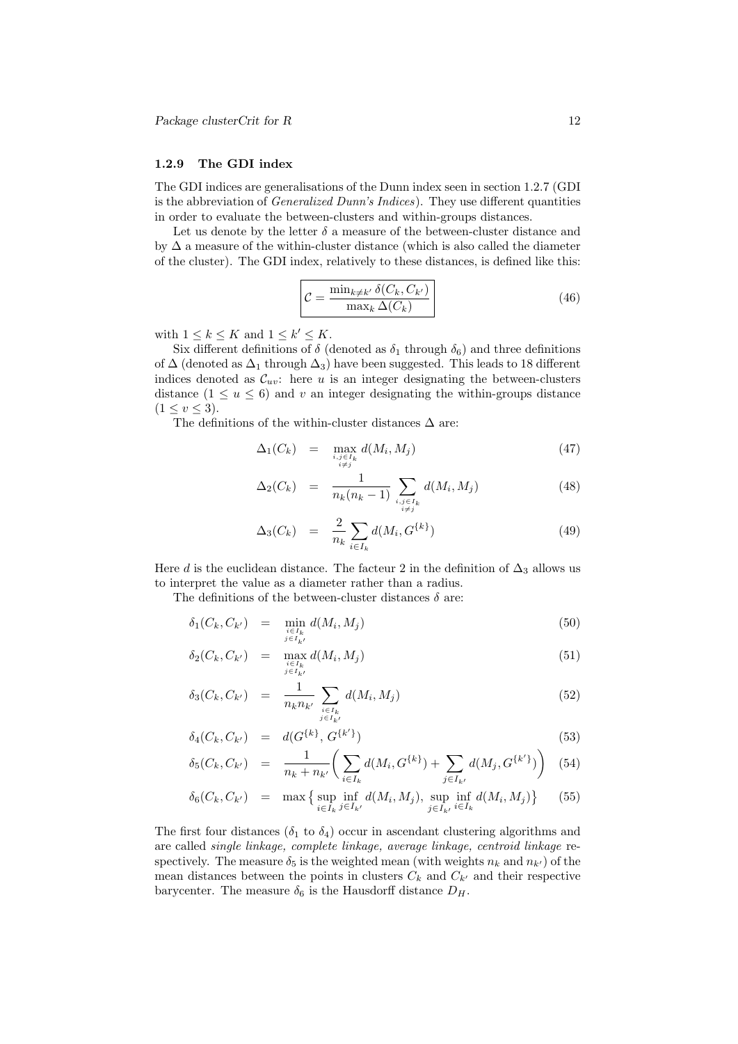### 1.2.9 The GDI index

The GDI indices are generalisations of the Dunn index seen in section 1.2.7 (GDI is the abbreviation of *Generalized Dunn's Indices*). They use different quantities in order to evaluate the between-clusters and within-groups distances.

Let us denote by the letter $\delta$ a measure of the between-cluster distance and by $\Delta$ a measure of the within-cluster distance (which is also called the diameter of the cluster). The GDI index, relatively to these distances, is defined like this:

$$\boxed{\mathcal{C} = \frac{\min_{k \neq k'} \delta(C_k, C_{k'})}{\max_k \Delta(C_k)}} \tag{46}$$

with $1 \leq k \leq K$ and $1 \leq k' \leq K$.

Six different definitions of $\delta$ (denoted as $\delta_1$ through $\delta_6$) and three definitions of $\Delta$ (denoted as $\Delta_1$ through $\Delta_3$) have been suggested. This leads to 18 different indices denoted as $\mathcal{C}_{uv}$: here $u$ is an integer designating the between-clusters distance ($1 \leq u \leq 6$) and $v$ an integer designating the within-groups distance ($1 \leq v \leq 3$).

The definitions of the within-cluster distances $\Delta$ are:

$$\Delta_1(C_k) = \max_{\substack{i,j \in I_k \\ i \neq j}} d(M_i, M_j) \tag{47}$$

$$\Delta_2(C_k) = \frac{1}{n_k(n_k - 1)} \sum_{\substack{i,j \in I_k \\ i \neq j}} d(M_i, M_j) \tag{48}$$

$$\Delta_3(C_k) = \frac{2}{n_k} \sum_{i \in I_k} d(M_i, G^{\{k\}}) \tag{49}$$

Here $d$ is the euclidean distance. The facteur 2 in the definition of $\Delta_3$ allows us to interpret the value as a diameter rather than a radius.

The definitions of the between-cluster distances $\delta$ are:

$$\delta_1(C_k, C_{k'}) = \min_{\substack{i \in I_k \\ j \in I_{k'}}} d(M_i, M_j) \tag{50}$$

$$\delta_2(C_k, C_{k'}) = \max_{\substack{i \in I_k \\ j \in I_{k'}}} d(M_i, M_j) \tag{51}$$

$$\delta_3(C_k, C_{k'}) = \frac{1}{n_k n_{k'}} \sum_{\substack{i \in I_k \\ j \in I_{k'}}} d(M_i, M_j) \tag{52}$$

$$\delta_4(C_k, C_{k'}) = d(G^{\{k\}}, G^{\{k'\}}) \tag{53}$$

$$\delta_5(C_k, C_{k'}) = \frac{1}{n_k + n_{k'}} \Big( \sum_{i \in I_k} d(M_i, G^{\{k\}}) + \sum_{j \in I_{k'}} d(M_j, G^{\{k'\}}) \Big) \tag{54}$$

$$\delta_6(C_k, C_{k'}) = \max \big\{ \sup_{i \in I_k} \inf_{j \in I_{k'}} d(M_i, M_j), \sup_{j \in I_{k'}} \inf_{i \in I_k} d(M_i, M_j) \big\} \tag{55}$$

The first four distances ($\delta_1$ to $\delta_4$) occur in ascendant clustering algorithms and are called *single linkage, complete linkage, average linkage, centroid linkage* respectively. The measure $\delta_5$ is the weighted mean (with weights $n_k$ and $n_{k'}$) of the mean distances between the points in clusters $C_k$ and $C_{k'}$ and their respective barycenter. The measure $\delta_6$ is the Hausdorff distance $D_H$.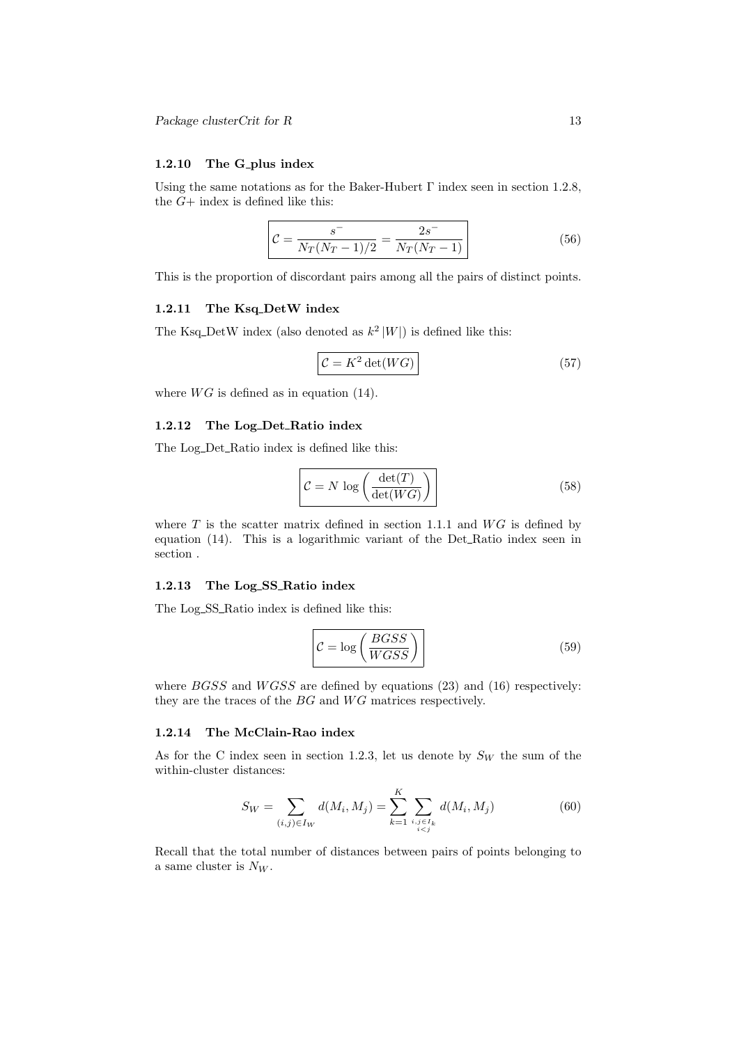### 1.2.10 The G_plus index

Using the same notations as for the Baker-Hubert $\Gamma$ index seen in section 1.2.8, the $G+$ index is defined like this:

$$\boxed{\mathcal{C} = \frac{s^-}{N_T(N_T-1)/2} = \frac{2s^-}{N_T(N_T-1)}} \tag{56}$$

This is the proportion of discordant pairs among all the pairs of distinct points.

### 1.2.11 The Ksq_DetW index

The Ksq_DetW index (also denoted as $k^2\,|W|$) is defined like this:

$$\boxed{\mathcal{C} = K^2 \det(WG)} \tag{57}$$

where $WG$ is defined as in equation (14).

### 1.2.12 The Log_Det_Ratio index

The Log_Det_Ratio index is defined like this:

$$\boxed{\mathcal{C} = N \, \log\left(\frac{\det(T)}{\det(WG)}\right)} \tag{58}$$

where $T$ is the scatter matrix defined in section 1.1.1 and $WG$ is defined by equation (14). This is a logarithmic variant of the Det_Ratio index seen in section .

### 1.2.13 The Log_SS_Ratio index

The Log_SS_Ratio index is defined like this:

$$\boxed{\mathcal{C} = \log\left(\frac{BGSS}{WGSS}\right)} \tag{59}$$

where $BGSS$ and $WGSS$ are defined by equations (23) and (16) respectively: they are the traces of the $BG$ and $WG$ matrices respectively.

### 1.2.14 The McClain-Rao index

As for the C index seen in section 1.2.3, let us denote by $S_W$ the sum of the within-cluster distances:

$$S_W = \sum_{(i,j)\in I_W} d(M_i, M_j) = \sum_{k=1}^{K} \sum_{\substack{i,j\in I_k \\ i<j}} d(M_i, M_j) \tag{60}$$

Recall that the total number of distances between pairs of points belonging to a same cluster is $N_W$.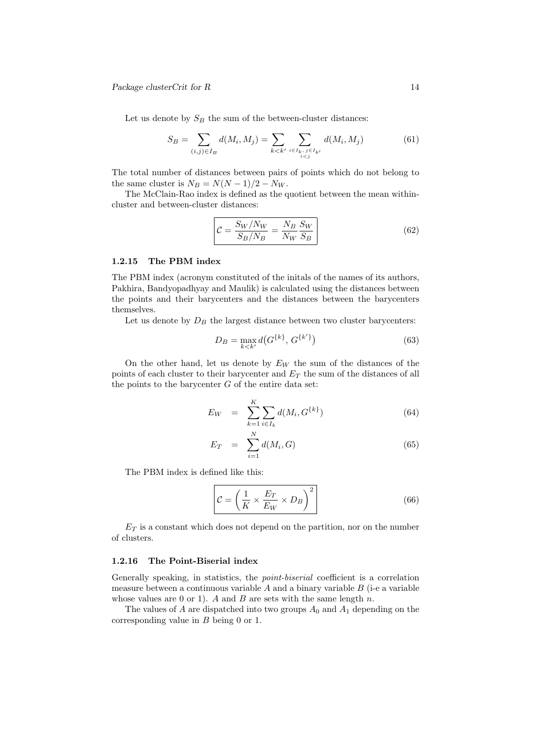Let us denote by $S_B$ the sum of the between-cluster distances:

$$S_B = \sum_{(i,j) \in I_B} d(M_i, M_j) = \sum_{k<k'} \sum_{\substack{i \in I_k, j \in I_{k'} \\ i<j}} d(M_i, M_j) \tag{61}$$

The total number of distances between pairs of points which do not belong to the same cluster is $N_B = N(N-1)/2 - N_W$.

The McClain-Rao index is defined as the quotient between the mean within-cluster and between-cluster distances:

$$\boxed{\mathcal{C} = \frac{S_W/N_W}{S_B/N_B} = \frac{N_B}{N_W} \frac{S_W}{S_B}} \tag{62}$$

### 1.2.15 The PBM index

The PBM index (acronym constituted of the initals of the names of its authors, Pakhira, Bandyopadhyay and Maulik) is calculated using the distances between the points and their barycenters and the distances between the barycenters themselves.

Let us denote by $D_B$ the largest distance between two cluster barycenters:

$$D_B = \max_{k<k'} d\big(G^{\{k\}}, G^{\{k'\}}\big) \tag{63}$$

On the other hand, let us denote by $E_W$ the sum of the distances of the points of each cluster to their barycenter and $E_T$ the sum of the distances of all the points to the barycenter $G$ of the entire data set:

$$E_W = \sum_{k=1}^{K} \sum_{i \in I_k} d(M_i, G^{\{k\}}) \tag{64}$$

$$E_T = \sum_{i=1}^{N} d(M_i, G) \tag{65}$$

The PBM index is defined like this:

$$\boxed{\mathcal{C} = \left( \frac{1}{K} \times \frac{E_T}{E_W} \times D_B \right)^2} \tag{66}$$

$E_T$ is a constant which does not depend on the partition, nor on the number of clusters.

### 1.2.16 The Point-Biserial index

Generally speaking, in statistics, the *point-biserial* coefficient is a correlation measure between a continuous variable $A$ and a binary variable $B$ (i-e a variable whose values are 0 or 1). $A$ and $B$ are sets with the same length $n$.

The values of $A$ are dispatched into two groups $A_0$ and $A_1$ depending on the corresponding value in $B$ being 0 or 1.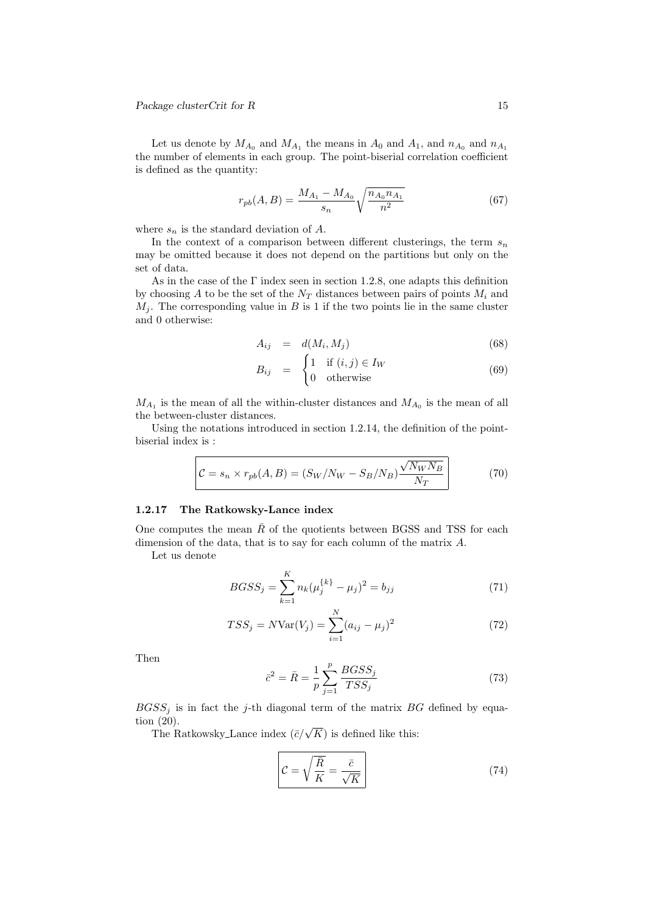Let us denote by $M_{A_0}$ and $M_{A_1}$ the means in $A_0$ and $A_1$, and $n_{A_0}$ and $n_{A_1}$ the number of elements in each group. The point-biserial correlation coefficient is defined as the quantity:

$$r_{pb}(A, B) = \frac{M_{A_1} - M_{A_0}}{s_n} \sqrt{\frac{n_{A_0} n_{A_1}}{n^2}} \tag{67}$$

where $s_n$ is the standard deviation of $A$.

In the context of a comparison between different clusterings, the term $s_n$ may be omitted because it does not depend on the partitions but only on the set of data.

As in the case of the $\Gamma$ index seen in section 1.2.8, one adapts this definition by choosing $A$ to be the set of the $N_T$ distances between pairs of points $M_i$ and $M_j$. The corresponding value in $B$ is 1 if the two points lie in the same cluster and 0 otherwise:

$$A_{ij} = d(M_i, M_j) \tag{68}$$

$$B_{ij} = \begin{cases} 1 & \text{if } (i,j) \in I_W \\ 0 & \text{otherwise} \end{cases} \tag{69}$$

$M_{A_1}$ is the mean of all the within-cluster distances and $M_{A_0}$ is the mean of all the between-cluster distances.

Using the notations introduced in section 1.2.14, the definition of the point-biserial index is :

$$\mathcal{C} = s_n \times r_{pb}(A, B) = (S_W/N_W - S_B/N_B) \frac{\sqrt{N_W N_B}}{N_T} \tag{70}$$

### 1.2.17 The Ratkowsky-Lance index

One computes the mean $\bar{R}$ of the quotients between BGSS and TSS for each dimension of the data, that is to say for each column of the matrix $A$.

Let us denote

$$BGSS_j = \sum_{k=1}^{K} n_k (\mu_j^{\{k\}} - \mu_j)^2 = b_{jj} \tag{71}$$

$$TSS_j = N \text{Var}(V_j) = \sum_{i=1}^{N} (a_{ij} - \mu_j)^2 \tag{72}$$

Then

$$\bar{c}^2 = \bar{R} = \frac{1}{p} \sum_{j=1}^{p} \frac{BGSS_j}{TSS_j} \tag{73}$$

$BGSS_j$ is in fact the $j$-th diagonal term of the matrix $BG$ defined by equation (20).

The Ratkowsky_Lance index ($\bar{c}/\sqrt{K}$) is defined like this:

$$\mathcal{C} = \sqrt{\frac{\bar{R}}{K}} = \frac{\bar{c}}{\sqrt{K}} \tag{74}$$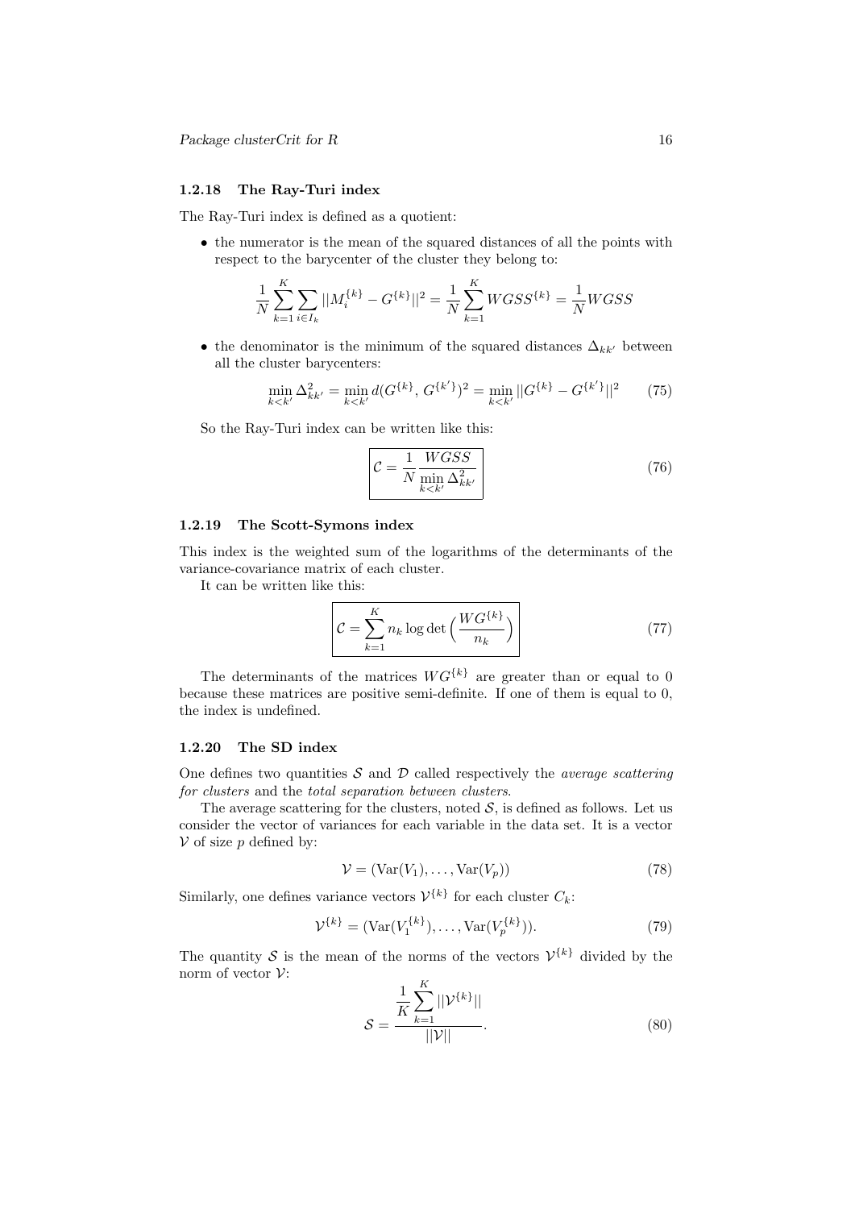### 1.2.18 The Ray-Turi index

The Ray-Turi index is defined as a quotient:

- the numerator is the mean of the squared distances of all the points with respect to the barycenter of the cluster they belong to:

$$\frac{1}{N}\sum_{k=1}^{K}\sum_{i\in I_k}||M_i^{\{k\}}-G^{\{k\}}||^2=\frac{1}{N}\sum_{k=1}^{K}WGSS^{\{k\}}=\frac{1}{N}WGSS$$

- the denominator is the minimum of the squared distances $\Delta_{kk'}$ between all the cluster barycenters:

$$\min_{k<k'}\Delta_{kk'}^2=\min_{k<k'}d(G^{\{k\}},G^{\{k'\}})^2=\min_{k<k'}||G^{\{k\}}-G^{\{k'\}}||^2 \tag{75}$$

So the Ray-Turi index can be written like this:

$$\boxed{\mathcal{C}=\frac{1}{N}\frac{WGSS}{\min\limits_{k<k'}\Delta_{kk'}^2}} \tag{76}$$

### 1.2.19 The Scott-Symons index

This index is the weighted sum of the logarithms of the determinants of the variance-covariance matrix of each cluster.

It can be written like this:

$$\boxed{\mathcal{C}=\sum_{k=1}^{K}n_k\log\det\Big(\frac{WG^{\{k\}}}{n_k}\Big)} \tag{77}$$

The determinants of the matrices $WG^{\{k\}}$ are greater than or equal to 0 because these matrices are positive semi-definite. If one of them is equal to 0, the index is undefined.

### 1.2.20 The SD index

One defines two quantities $\mathcal{S}$ and $\mathcal{D}$ called respectively the *average scattering for clusters* and the *total separation between clusters*.

The average scattering for the clusters, noted $\mathcal{S}$, is defined as follows. Let us consider the vector of variances for each variable in the data set. It is a vector $\mathcal{V}$ of size $p$ defined by:

$$\mathcal{V}=\big(\mathrm{Var}(V_1),\ldots,\mathrm{Var}(V_p)\big) \tag{78}$$

Similarly, one defines variance vectors $\mathcal{V}^{\{k\}}$ for each cluster $C_k$:

$$\mathcal{V}^{\{k\}}=\big(\mathrm{Var}(V_1^{\{k\}}),\ldots,\mathrm{Var}(V_p^{\{k\}})\big). \tag{79}$$

The quantity $\mathcal{S}$ is the mean of the norms of the vectors $\mathcal{V}^{\{k\}}$ divided by the norm of vector $\mathcal{V}$:

$$\mathcal{S}=\frac{\dfrac{1}{K}\displaystyle\sum_{k=1}^{K}||\mathcal{V}^{\{k\}}||}{||\mathcal{V}||}. \tag{80}$$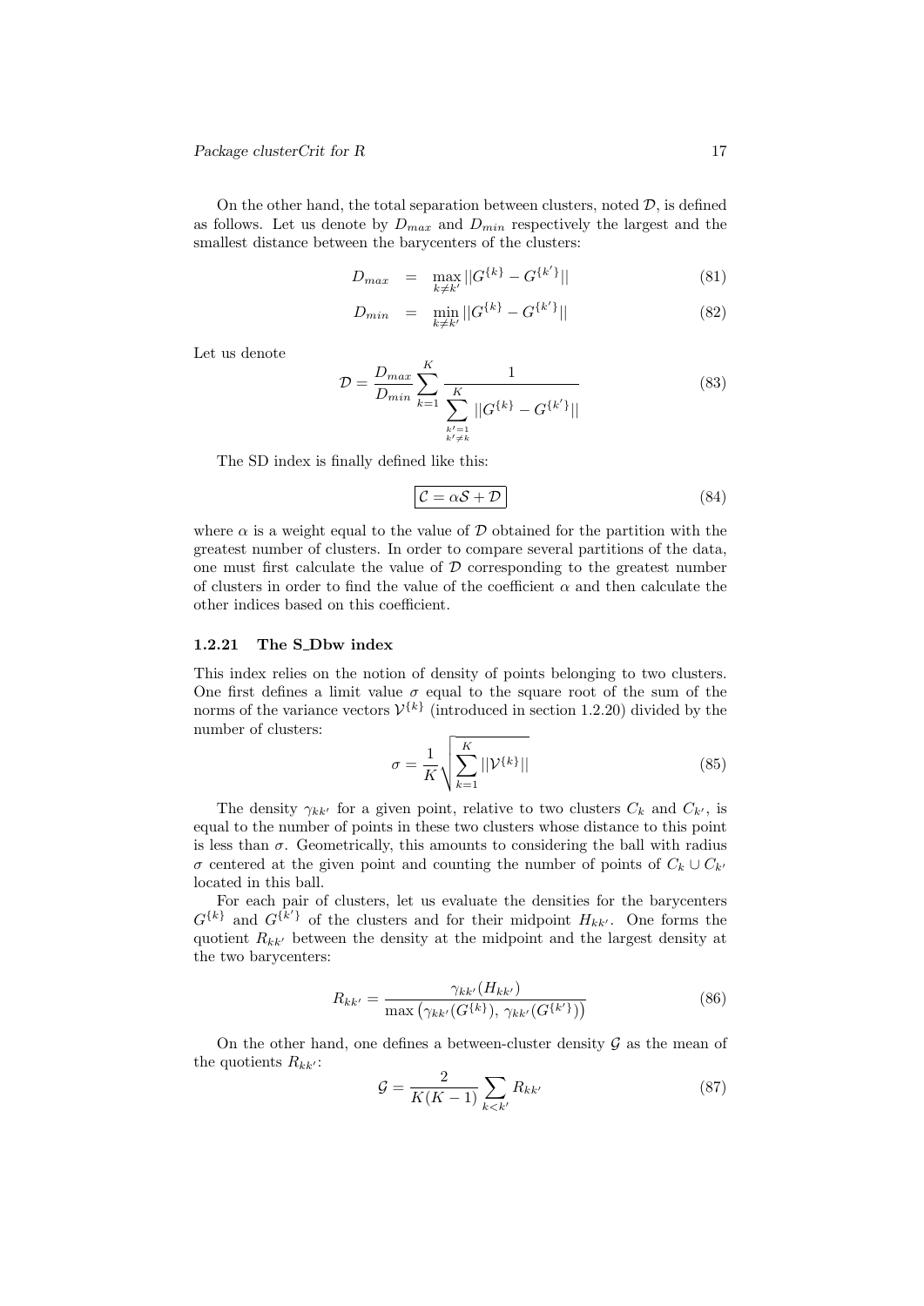On the other hand, the total separation between clusters, noted $\mathcal{D}$, is defined as follows. Let us denote by $D_{max}$ and $D_{min}$ respectively the largest and the smallest distance between the barycenters of the clusters:

$$D_{max} = \max_{k \neq k'} ||G^{\{k\}} - G^{\{k'\}}|| \tag{81}$$

$$D_{min} = \min_{k \neq k'} ||G^{\{k\}} - G^{\{k'\}}|| \tag{82}$$

Let us denote

$$\mathcal{D} = \frac{D_{max}}{D_{min}} \sum_{k=1}^{K} \frac{1}{\sum\limits_{\substack{k'=1 \\ k' \neq k}}^{K} ||G^{\{k\}} - G^{\{k'\}}||} \tag{83}$$

The SD index is finally defined like this:

$$\boxed{\mathcal{C} = \alpha \mathcal{S} + \mathcal{D}} \tag{84}$$

where $\alpha$ is a weight equal to the value of $\mathcal{D}$ obtained for the partition with the greatest number of clusters. In order to compare several partitions of the data, one must first calculate the value of $\mathcal{D}$ corresponding to the greatest number of clusters in order to find the value of the coefficient $\alpha$ and then calculate the other indices based on this coefficient.

#### 1.2.21 The S_Dbw index

This index relies on the notion of density of points belonging to two clusters. One first defines a limit value $\sigma$ equal to the square root of the sum of the norms of the variance vectors $\mathcal{V}^{\{k\}}$ (introduced in section 1.2.20) divided by the number of clusters:

$$\sigma = \frac{1}{K} \sqrt{\sum_{k=1}^{K} ||\mathcal{V}^{\{k\}}||} \tag{85}$$

The density $\gamma_{kk'}$ for a given point, relative to two clusters $C_k$ and $C_{k'}$, is equal to the number of points in these two clusters whose distance to this point is less than $\sigma$. Geometrically, this amounts to considering the ball with radius $\sigma$ centered at the given point and counting the number of points of $C_k \cup C_{k'}$ located in this ball.

For each pair of clusters, let us evaluate the densities for the barycenters $G^{\{k\}}$ and $G^{\{k'\}}$ of the clusters and for their midpoint $H_{kk'}$. One forms the quotient $R_{kk'}$ between the density at the midpoint and the largest density at the two barycenters:

$$R_{kk'} = \frac{\gamma_{kk'}(H_{kk'})}{\max\left(\gamma_{kk'}(G^{\{k\}}),\, \gamma_{kk'}(G^{\{k'\}})\right)} \tag{86}$$

On the other hand, one defines a between-cluster density $\mathcal{G}$ as the mean of the quotients $R_{kk'}$:

$$\mathcal{G} = \frac{2}{K(K-1)} \sum_{k<k'} R_{kk'} \tag{87}$$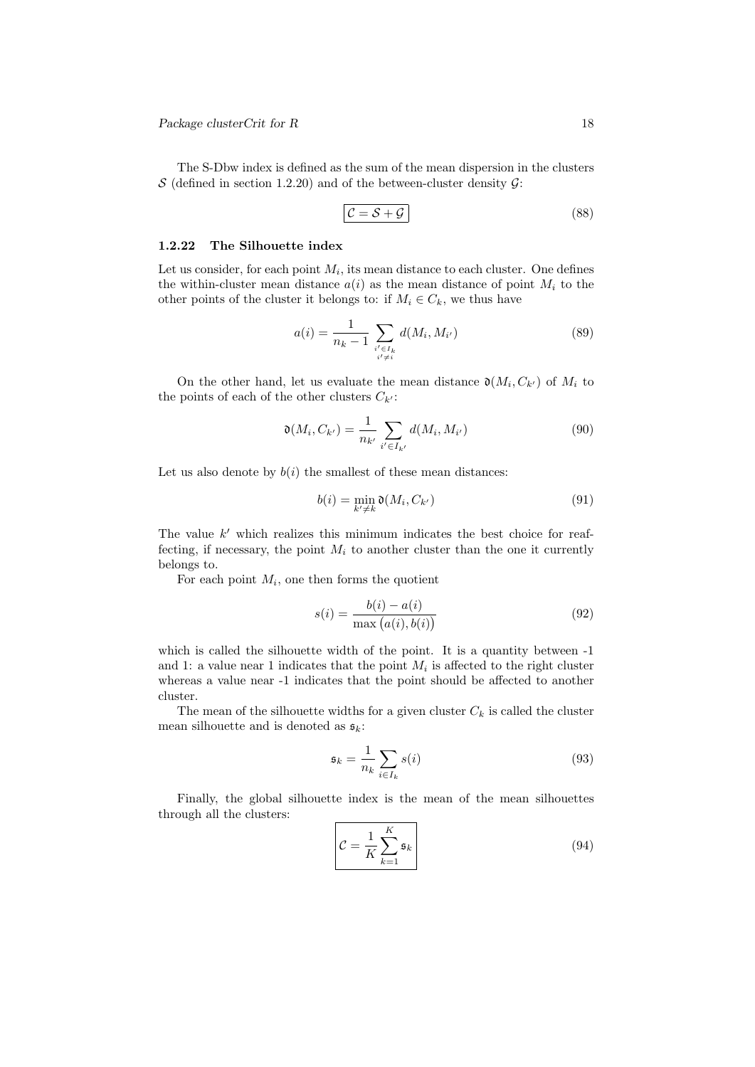The S-Dbw index is defined as the sum of the mean dispersion in the clusters $\mathcal{S}$ (defined in section 1.2.20) and of the between-cluster density $\mathcal{G}$:

$$\boxed{\mathcal{C} = \mathcal{S} + \mathcal{G}} \tag{88}$$

### 1.2.22 The Silhouette index

Let us consider, for each point $M_i$, its mean distance to each cluster. One defines the within-cluster mean distance $a(i)$ as the mean distance of point $M_i$ to the other points of the cluster it belongs to: if $M_i \in C_k$, we thus have

$$a(i) = \frac{1}{n_k - 1} \sum_{\substack{i' \in I_k \\ i' \neq i}} d(M_i, M_{i'}) \tag{89}$$

On the other hand, let us evaluate the mean distance $\mathfrak{d}(M_i, C_{k'})$ of $M_i$ to the points of each of the other clusters $C_{k'}$:

$$\mathfrak{d}(M_i, C_{k'}) = \frac{1}{n_{k'}} \sum_{i' \in I_{k'}} d(M_i, M_{i'}) \tag{90}$$

Let us also denote by $b(i)$ the smallest of these mean distances:

$$b(i) = \min_{k' \neq k} \mathfrak{d}(M_i, C_{k'}) \tag{91}$$

The value $k'$ which realizes this minimum indicates the best choice for reaffecting, if necessary, the point $M_i$ to another cluster than the one it currently belongs to.

For each point $M_i$, one then forms the quotient

$$s(i) = \frac{b(i) - a(i)}{\max\big(a(i), b(i)\big)} \tag{92}$$

which is called the silhouette width of the point. It is a quantity between -1 and 1: a value near 1 indicates that the point $M_i$ is affected to the right cluster whereas a value near -1 indicates that the point should be affected to another cluster.

The mean of the silhouette widths for a given cluster $C_k$ is called the cluster mean silhouette and is denoted as $\mathfrak{s}_k$:

$$\mathfrak{s}_k = \frac{1}{n_k} \sum_{i \in I_k} s(i) \tag{93}$$

Finally, the global silhouette index is the mean of the mean silhouettes through all the clusters:

$$\boxed{\mathcal{C} = \frac{1}{K} \sum_{k=1}^{K} \mathfrak{s}_k} \tag{94}$$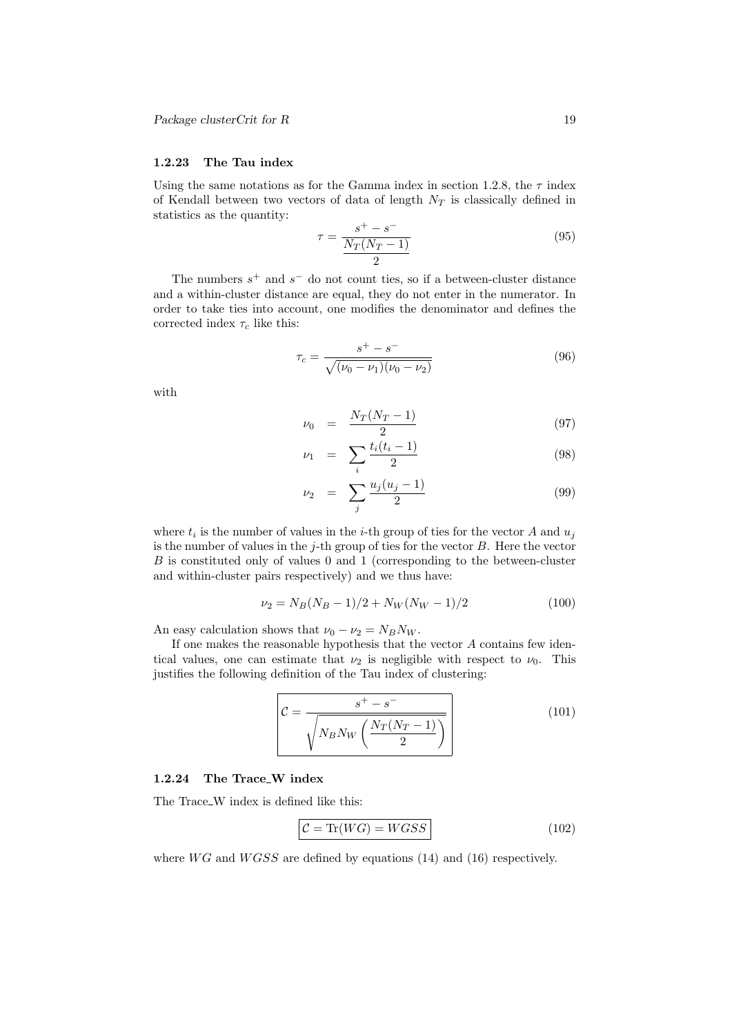### 1.2.23 The Tau index

Using the same notations as for the Gamma index in section 1.2.8, the $\tau$ index of Kendall between two vectors of data of length $N_T$ is classically defined in statistics as the quantity:

$$\tau = \frac{s^+ - s^-}{\dfrac{N_T(N_T-1)}{2}} \tag{95}$$

The numbers $s^+$ and $s^-$ do not count ties, so if a between-cluster distance and a within-cluster distance are equal, they do not enter in the numerator. In order to take ties into account, one modifies the denominator and defines the corrected index $\tau_c$ like this:

$$\tau_c = \frac{s^+ - s^-}{\sqrt{(\nu_0 - \nu_1)(\nu_0 - \nu_2)}} \tag{96}$$

with

$$\nu_0 = \frac{N_T(N_T-1)}{2} \tag{97}$$

$$\nu_1 = \sum_i \frac{t_i(t_i-1)}{2} \tag{98}$$

$$\nu_2 = \sum_j \frac{u_j(u_j-1)}{2} \tag{99}$$

where $t_i$ is the number of values in the $i$-th group of ties for the vector $A$ and $u_j$ is the number of values in the $j$-th group of ties for the vector $B$. Here the vector $B$ is constituted only of values 0 and 1 (corresponding to the between-cluster and within-cluster pairs respectively) and we thus have:

$$\nu_2 = N_B(N_B-1)/2 + N_W(N_W-1)/2 \tag{100}$$

An easy calculation shows that $\nu_0 - \nu_2 = N_B N_W$.

If one makes the reasonable hypothesis that the vector $A$ contains few identical values, one can estimate that $\nu_2$ is negligible with respect to $\nu_0$. This justifies the following definition of the Tau index of clustering:

$$\boxed{\mathcal{C} = \frac{s^+ - s^-}{\sqrt{N_B N_W \left(\dfrac{N_T(N_T-1)}{2}\right)}}} \tag{101}$$

### 1.2.24 The Trace_W index

The Trace_W index is defined like this:

$$\boxed{\mathcal{C} = \mathrm{Tr}(WG) = WGSS} \tag{102}$$

where $WG$ and $WGSS$ are defined by equations (14) and (16) respectively.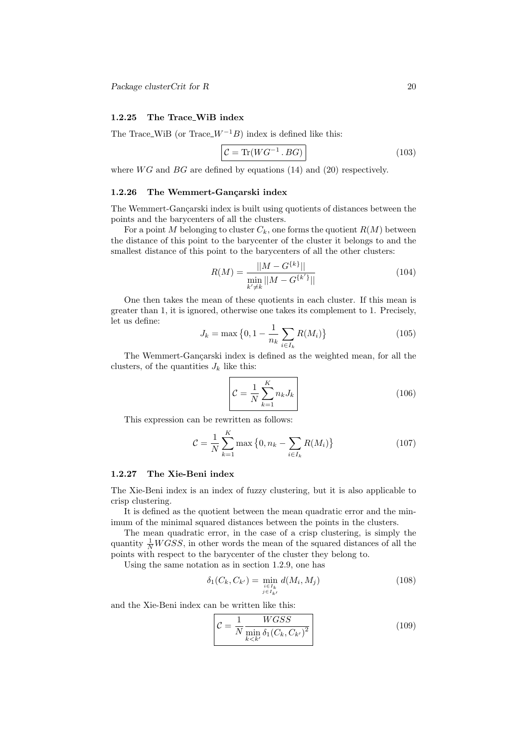### 1.2.25 The Trace_WiB index

The Trace_WiB (or Trace_$W^{-1}B$) index is defined like this:

$$\boxed{\mathcal{C} = \mathrm{Tr}(WG^{-1} \, . \, BG)} \tag{103}$$

where $WG$ and $BG$ are defined by equations (14) and (20) respectively.

### 1.2.26 The Wemmert-Gançarski index

The Wemmert-Gançarski index is built using quotients of distances between the points and the barycenters of all the clusters.

For a point $M$ belonging to cluster $C_k$, one forms the quotient $R(M)$ between the distance of this point to the barycenter of the cluster it belongs to and the smallest distance of this point to the barycenters of all the other clusters:

$$R(M) = \frac{||M - G^{\{k\}}||}{\min\limits_{k' \neq k} ||M - G^{\{k'\}}||} \tag{104}$$

One then takes the mean of these quotients in each cluster. If this mean is greater than 1, it is ignored, otherwise one takes its complement to 1. Precisely, let us define:

$$J_k = \max\left\{0, 1 - \frac{1}{n_k} \sum_{i \in I_k} R(M_i)\right\} \tag{105}$$

The Wemmert-Gançarski index is defined as the weighted mean, for all the clusters, of the quantities $J_k$ like this:

$$\boxed{\mathcal{C} = \frac{1}{N} \sum_{k=1}^{K} n_k J_k} \tag{106}$$

This expression can be rewritten as follows:

$$\mathcal{C} = \frac{1}{N} \sum_{k=1}^{K} \max\left\{0, n_k - \sum_{i \in I_k} R(M_i)\right\} \tag{107}$$

### 1.2.27 The Xie-Beni index

The Xie-Beni index is an index of fuzzy clustering, but it is also applicable to crisp clustering.

It is defined as the quotient between the mean quadratic error and the minimum of the minimal squared distances between the points in the clusters.

The mean quadratic error, in the case of a crisp clustering, is simply the quantity $\frac{1}{N} WGSS$, in other words the mean of the squared distances of all the points with respect to the barycenter of the cluster they belong to.

Using the same notation as in section 1.2.9, one has

$$\delta_1(C_k, C_{k'}) = \min_{\substack{i \in I_k \\ j \in I_{k'}}} d(M_i, M_j) \tag{108}$$

and the Xie-Beni index can be written like this:

$$\boxed{\mathcal{C} = \frac{1}{N} \frac{WGSS}{\min\limits_{k < k'} \delta_1(C_k, C_{k'})^2}} \tag{109}$$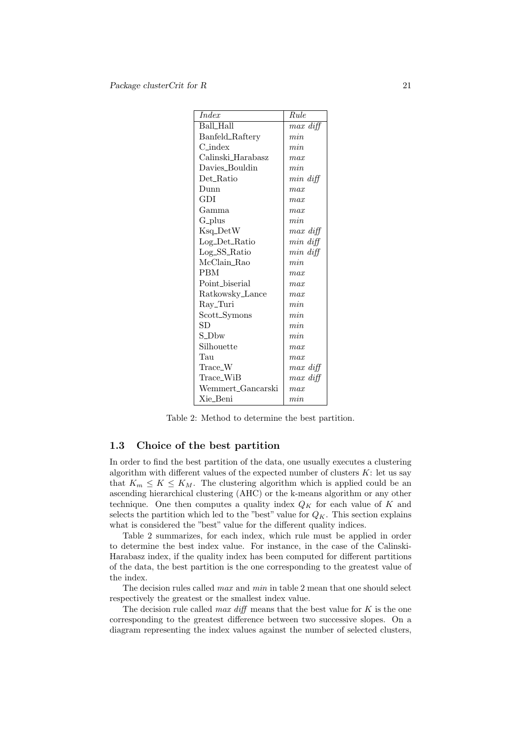| *Index* | *Rule* |
|---|---|
| Ball_Hall | *max diff* |
| Banfeld_Raftery | *min* |
| C_index | *min* |
| Calinski_Harabasz | *max* |
| Davies_Bouldin | *min* |
| Det_Ratio | *min diff* |
| Dunn | *max* |
| GDI | *max* |
| Gamma | *max* |
| G_plus | *min* |
| Ksq_DetW | *max diff* |
| Log_Det_Ratio | *min diff* |
| Log_SS_Ratio | *min diff* |
| McClain_Rao | *min* |
| PBM | *max* |
| Point_biserial | *max* |
| Ratkowsky_Lance | *max* |
| Ray_Turi | *min* |
| Scott_Symons | *min* |
| SD | *min* |
| S_Dbw | *min* |
| Silhouette | *max* |
| Tau | *max* |
| Trace_W | *max diff* |
| Trace_WiB | *max diff* |
| Wemmert_Gancarski | *max* |
| Xie_Beni | *min* |

Table 2: Method to determine the best partition.

## 1.3 Choice of the best partition

In order to find the best partition of the data, one usually executes a clustering algorithm with different values of the expected number of clusters $K$: let us say that $K_m \leq K \leq K_M$. The clustering algorithm which is applied could be an ascending hierarchical clustering (AHC) or the k-means algorithm or any other technique. One then computes a quality index $Q_K$ for each value of $K$ and selects the partition which led to the "best" value for $Q_K$. This section explains what is considered the "best" value for the different quality indices.

Table 2 summarizes, for each index, which rule must be applied in order to determine the best index value. For instance, in the case of the Calinski-Harabasz index, if the quality index has been computed for different partitions of the data, the best partition is the one corresponding to the greatest value of the index.

The decision rules called *max* and *min* in table 2 mean that one should select respectively the greatest or the smallest index value.

The decision rule called *max diff* means that the best value for $K$ is the one corresponding to the greatest difference between two successive slopes. On a diagram representing the index values against the number of selected clusters,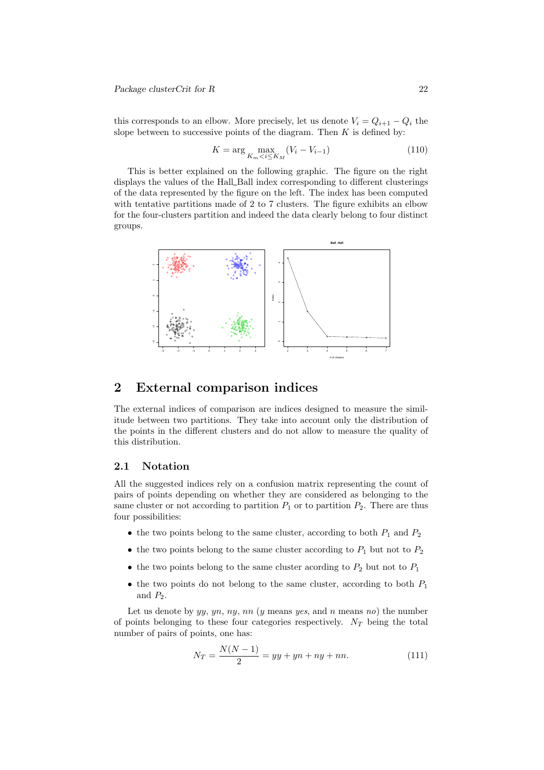this corresponds to an elbow. More precisely, let us denote $V_i = Q_{i+1} - Q_i$ the slope between to successive points of the diagram. Then $K$ is defined by:

$$K = \arg \max_{K_m < i \leq K_M} (V_i - V_{i-1}) \tag{110}$$

This is better explained on the following graphic. The figure on the right displays the values of the Hall_Ball index corresponding to different clusterings of the data represented by the figure on the left. The index has been computed with tentative partitions made of 2 to 7 clusters. The figure exhibits an elbow for the four-clusters partition and indeed the data clearly belong to four distinct groups.

## 2 External comparison indices

The external indices of comparison are indices designed to measure the similitude between two partitions. They take into account only the distribution of the points in the different clusters and do not allow to measure the quality of this distribution.

### 2.1 Notation

All the suggested indices rely on a confusion matrix representing the count of pairs of points depending on whether they are considered as belonging to the same cluster or not according to partition $P_1$ or to partition $P_2$. There are thus four possibilities:

- the two points belong to the same cluster, according to both $P_1$ and $P_2$
- the two points belong to the same cluster according to $P_1$ but not to $P_2$
- the two points belong to the same cluster according to $P_2$ but not to $P_1$
- the two points do not belong to the same cluster, according to both $P_1$ and $P_2$.

Let us denote by $yy$, $yn$, $ny$, $nn$ ($y$ means *yes*, and $n$ means *no*) the number of points belonging to these four categories respectively. $N_T$ being the total number of pairs of points, one has:

$$N_T = \frac{N(N-1)}{2} = yy + yn + ny + nn. \tag{111}$$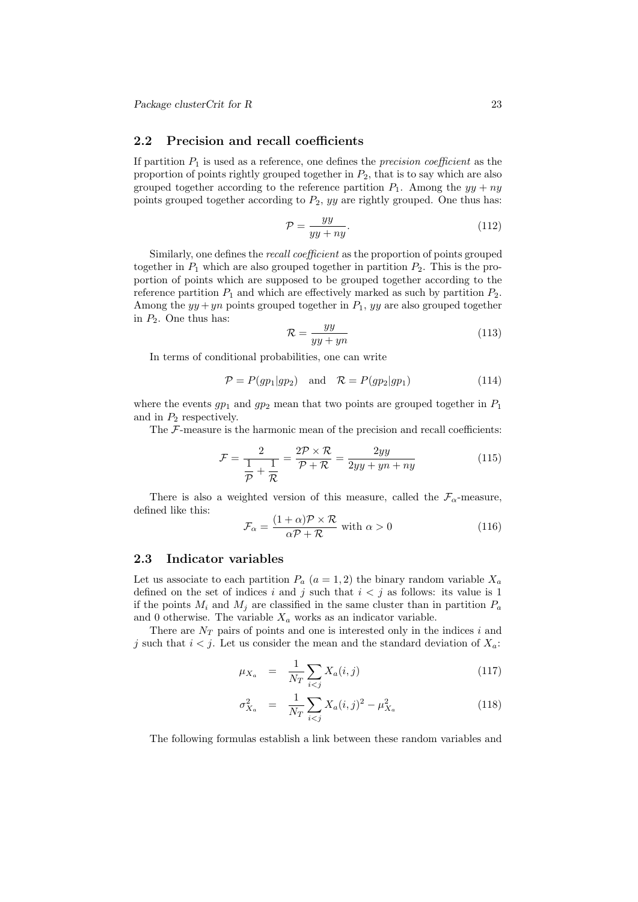## 2.2 Precision and recall coefficients

If partition $P_1$ is used as a reference, one defines the *precision coefficient* as the proportion of points rightly grouped together in $P_2$, that is to say which are also grouped together according to the reference partition $P_1$. Among the $yy + ny$ points grouped together according to $P_2$, $yy$ are rightly grouped. One thus has:

$$\mathcal{P} = \frac{yy}{yy + ny}. \tag{112}$$

Similarly, one defines the *recall coefficient* as the proportion of points grouped together in $P_1$ which are also grouped together in partition $P_2$. This is the proportion of points which are supposed to be grouped together according to the reference partition $P_1$ and which are effectively marked as such by partition $P_2$. Among the $yy + yn$ points grouped together in $P_1$, $yy$ are also grouped together in $P_2$. One thus has:

$$\mathcal{R} = \frac{yy}{yy + yn} \tag{113}$$

In terms of conditional probabilities, one can write

$$\mathcal{P} = P(gp_1|gp_2) \quad \text{and} \quad \mathcal{R} = P(gp_2|gp_1) \tag{114}$$

where the events $gp_1$ and $gp_2$ mean that two points are grouped together in $P_1$ and in $P_2$ respectively.

The $\mathcal{F}$-measure is the harmonic mean of the precision and recall coefficients:

$$\mathcal{F} = \frac{2}{\dfrac{1}{\mathcal{P}} + \dfrac{1}{\mathcal{R}}} = \frac{2\mathcal{P} \times \mathcal{R}}{\mathcal{P} + \mathcal{R}} = \frac{2yy}{2yy + yn + ny} \tag{115}$$

There is also a weighted version of this measure, called the $\mathcal{F}_\alpha$-measure, defined like this:

$$\mathcal{F}_\alpha = \frac{(1+\alpha)\mathcal{P} \times \mathcal{R}}{\alpha\mathcal{P} + \mathcal{R}} \text{ with } \alpha > 0 \tag{116}$$

## 2.3 Indicator variables

Let us associate to each partition $P_a$ $(a = 1, 2)$ the binary random variable $X_a$ defined on the set of indices $i$ and $j$ such that $i < j$ as follows: its value is 1 if the points $M_i$ and $M_j$ are classified in the same cluster than in partition $P_a$ and 0 otherwise. The variable $X_a$ works as an indicator variable.

There are $N_T$ pairs of points and one is interested only in the indices $i$ and $j$ such that $i < j$. Let us consider the mean and the standard deviation of $X_a$:

$$\mu_{X_a} = \frac{1}{N_T} \sum_{i<j} X_a(i,j) \tag{117}$$

$$\sigma^2_{X_a} = \frac{1}{N_T} \sum_{i<j} X_a(i,j)^2 - \mu^2_{X_a} \tag{118}$$

The following formulas establish a link between these random variables and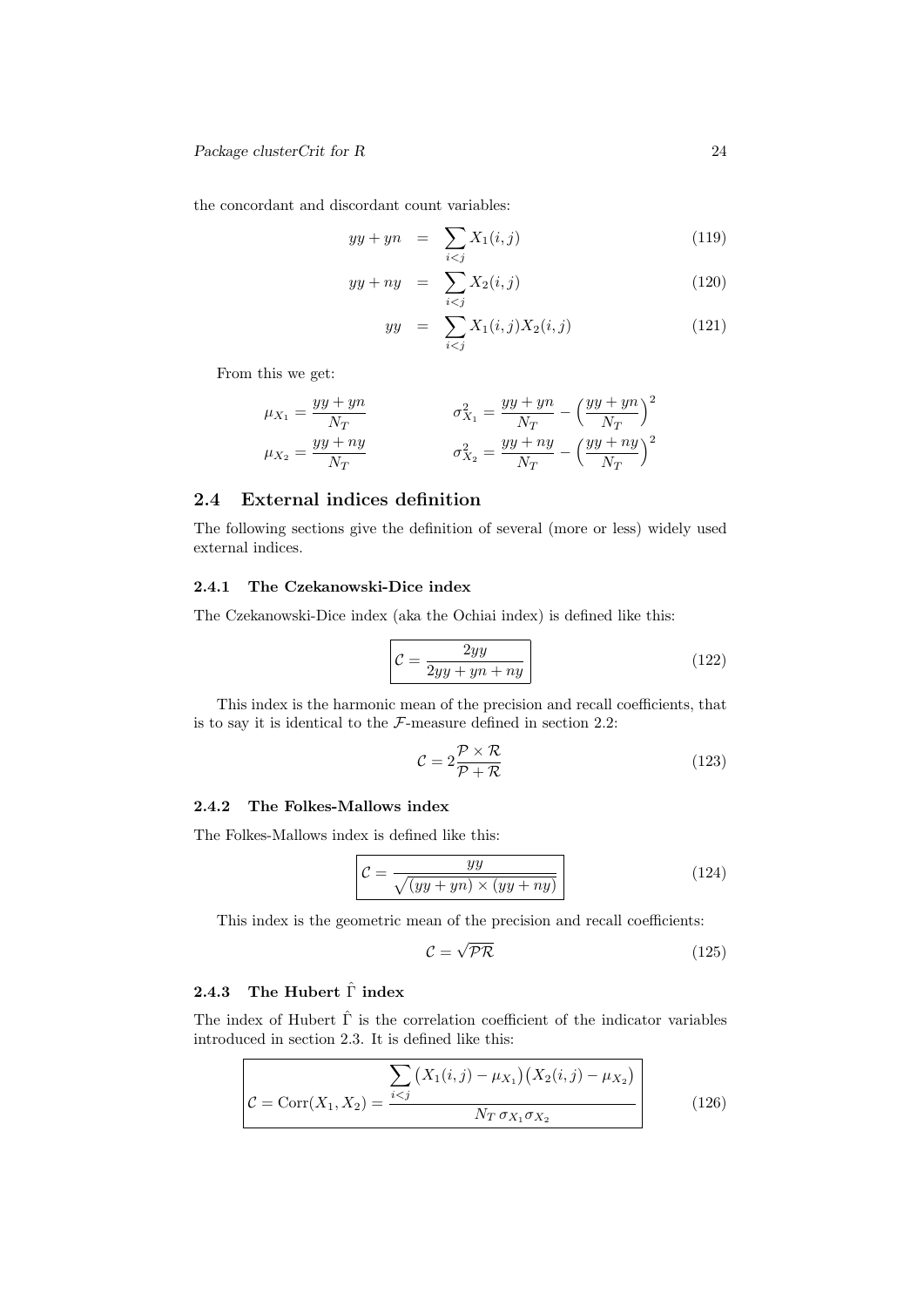the concordant and discordant count variables:

$$yy + yn = \sum_{i<j} X_1(i,j) \tag{119}$$

$$yy + ny = \sum_{i<j} X_2(i,j) \tag{120}$$

$$yy = \sum_{i<j} X_1(i,j) X_2(i,j) \tag{121}$$

From this we get:

$$\mu_{X_1} = \frac{yy + yn}{N_T} \qquad \sigma^2_{X_1} = \frac{yy + yn}{N_T} - \Big(\frac{yy + yn}{N_T}\Big)^2$$

$$\mu_{X_2} = \frac{yy + ny}{N_T} \qquad \sigma^2_{X_2} = \frac{yy + ny}{N_T} - \Big(\frac{yy + ny}{N_T}\Big)^2$$

## 2.4 External indices definition

The following sections give the definition of several (more or less) widely used external indices.

### 2.4.1 The Czekanowski-Dice index

The Czekanowski-Dice index (aka the Ochiai index) is defined like this:

$$\boxed{\mathcal{C} = \frac{2yy}{2yy + yn + ny}} \tag{122}$$

This index is the harmonic mean of the precision and recall coefficients, that is to say it is identical to the $\mathcal{F}$-measure defined in section 2.2:

$$\mathcal{C} = 2\frac{\mathcal{P} \times \mathcal{R}}{\mathcal{P} + \mathcal{R}} \tag{123}$$

### 2.4.2 The Folkes-Mallows index

The Folkes-Mallows index is defined like this:

$$\boxed{\mathcal{C} = \frac{yy}{\sqrt{(yy + yn) \times (yy + ny)}}} \tag{124}$$

This index is the geometric mean of the precision and recall coefficients:

$$\mathcal{C} = \sqrt{\mathcal{P}\mathcal{R}} \tag{125}$$

### 2.4.3 The Hubert $\hat{\Gamma}$ index

The index of Hubert $\hat{\Gamma}$ is the correlation coefficient of the indicator variables introduced in section 2.3. It is defined like this:

$$\boxed{\mathcal{C} = \operatorname{Corr}(X_1, X_2) = \frac{\displaystyle\sum_{i<j} \big(X_1(i,j) - \mu_{X_1}\big)\big(X_2(i,j) - \mu_{X_2}\big)}{N_T\, \sigma_{X_1} \sigma_{X_2}}} \tag{126}$$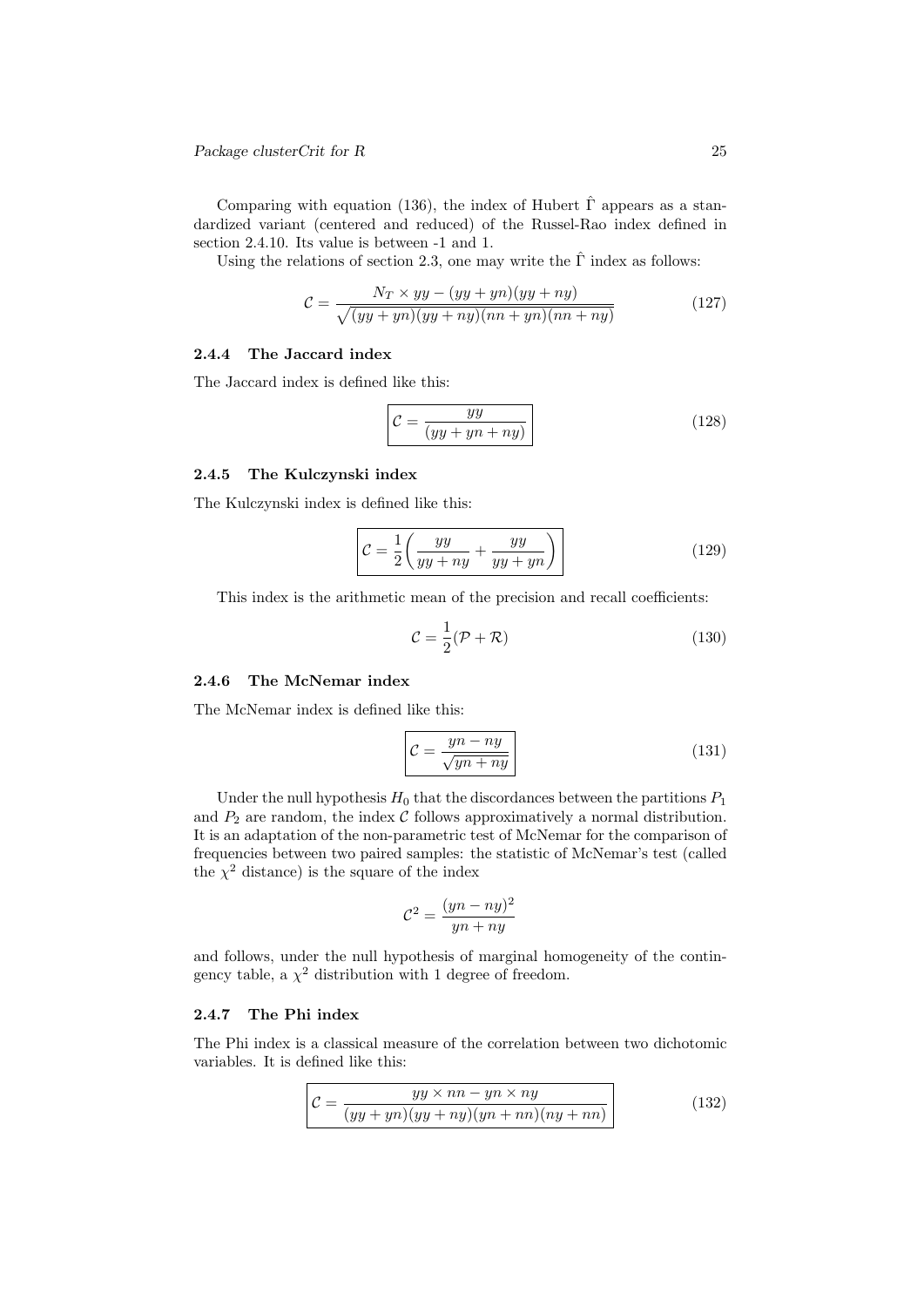Comparing with equation (136), the index of Hubert $\hat{\Gamma}$ appears as a standardized variant (centered and reduced) of the Russel-Rao index defined in section 2.4.10. Its value is between -1 and 1.

Using the relations of section 2.3, one may write the $\hat{\Gamma}$ index as follows:

$$\mathcal{C} = \frac{N_T \times yy - (yy + yn)(yy + ny)}{\sqrt{(yy + yn)(yy + ny)(nn + yn)(nn + ny)}} \tag{127}$$

### 2.4.4 The Jaccard index

The Jaccard index is defined like this:

$$\boxed{\mathcal{C} = \frac{yy}{(yy + yn + ny)}} \tag{128}$$

### 2.4.5 The Kulczynski index

The Kulczynski index is defined like this:

$$\boxed{\mathcal{C} = \frac{1}{2}\left(\frac{yy}{yy + ny} + \frac{yy}{yy + yn}\right)} \tag{129}$$

This index is the arithmetic mean of the precision and recall coefficients:

$$\mathcal{C} = \frac{1}{2}(\mathcal{P} + \mathcal{R}) \tag{130}$$

### 2.4.6 The McNemar index

The McNemar index is defined like this:

$$\boxed{\mathcal{C} = \frac{yn - ny}{\sqrt{yn + ny}}} \tag{131}$$

Under the null hypothesis $H_0$ that the discordances between the partitions $P_1$ and $P_2$ are random, the index $\mathcal{C}$ follows approximatively a normal distribution. It is an adaptation of the non-parametric test of McNemar for the comparison of frequencies between two paired samples: the statistic of McNemar's test (called the $\chi^2$ distance) is the square of the index

$$\mathcal{C}^2 = \frac{(yn - ny)^2}{yn + ny}$$

and follows, under the null hypothesis of marginal homogeneity of the contingency table, a $\chi^2$ distribution with 1 degree of freedom.

### 2.4.7 The Phi index

The Phi index is a classical measure of the correlation between two dichotomic variables. It is defined like this:

$$\boxed{\mathcal{C} = \frac{yy \times nn - yn \times ny}{(yy + yn)(yy + ny)(yn + nn)(ny + nn)}} \tag{132}$$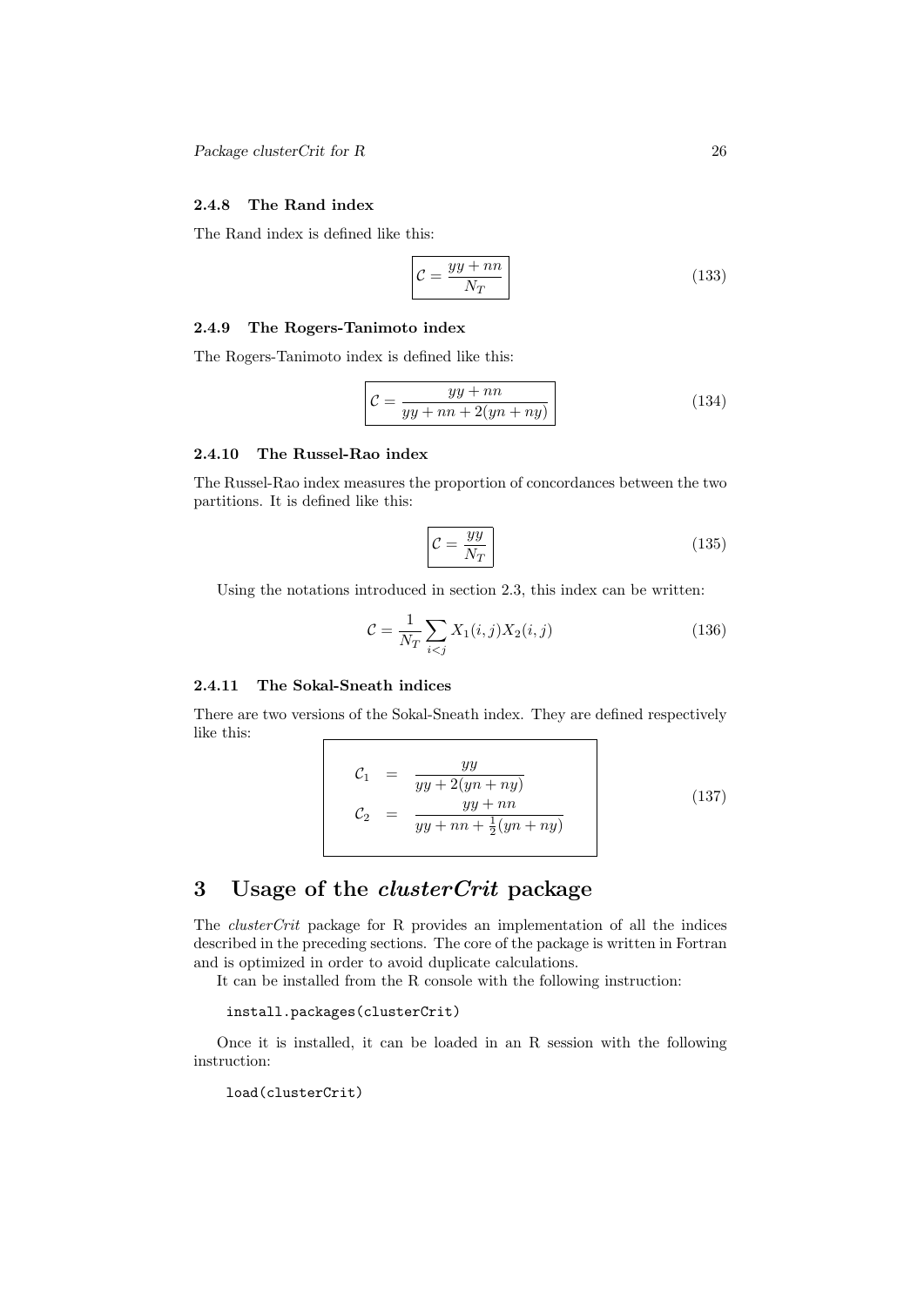#### 2.4.8 The Rand index

The Rand index is defined like this:

$$\boxed{\mathcal{C} = \frac{yy + nn}{N_T}} \tag{133}$$

#### 2.4.9 The Rogers-Tanimoto index

The Rogers-Tanimoto index is defined like this:

$$\boxed{\mathcal{C} = \frac{yy + nn}{yy + nn + 2(yn + ny)}} \tag{134}$$

#### 2.4.10 The Russel-Rao index

The Russel-Rao index measures the proportion of concordances between the two partitions. It is defined like this:

$$\boxed{\mathcal{C} = \frac{yy}{N_T}} \tag{135}$$

Using the notations introduced in section 2.3, this index can be written:

$$\mathcal{C} = \frac{1}{N_T} \sum_{i<j} X_1(i,j) X_2(i,j) \tag{136}$$

#### 2.4.11 The Sokal-Sneath indices

There are two versions of the Sokal-Sneath index. They are defined respectively like this:

$$\boxed{\begin{aligned} \mathcal{C}_1 &= \frac{yy}{yy + 2(yn + ny)} \\ \mathcal{C}_2 &= \frac{yy + nn}{yy + nn + \frac{1}{2}(yn + ny)} \end{aligned}} \tag{137}$$

## 3 Usage of the *clusterCrit* package

The *clusterCrit* package for R provides an implementation of all the indices described in the preceding sections. The core of the package is written in Fortran and is optimized in order to avoid duplicate calculations.

It can be installed from the R console with the following instruction:

```
install.packages(clusterCrit)
```

Once it is installed, it can be loaded in an R session with the following instruction:

```
load(clusterCrit)
```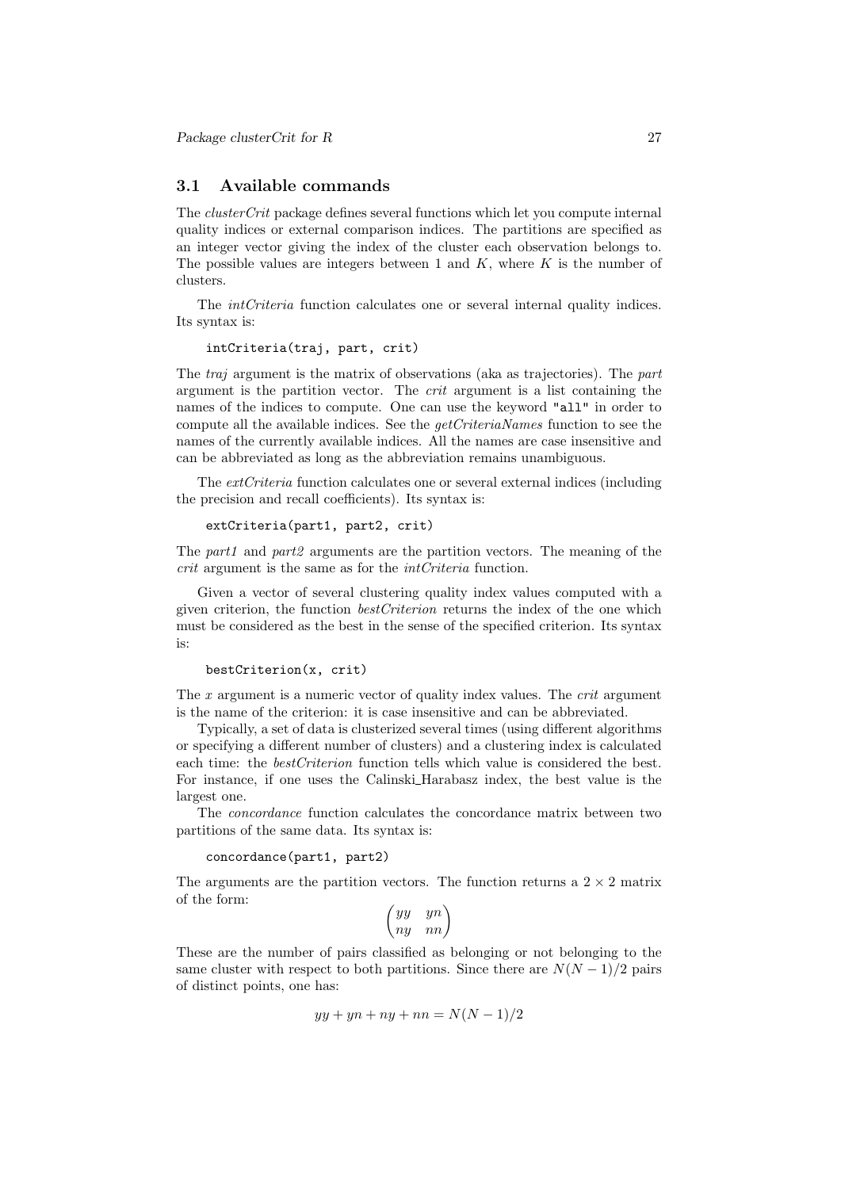### 3.1 Available commands

The *clusterCrit* package defines several functions which let you compute internal quality indices or external comparison indices. The partitions are specified as an integer vector giving the index of the cluster each observation belongs to. The possible values are integers between 1 and $K$, where $K$ is the number of clusters.

The *intCriteria* function calculates one or several internal quality indices. Its syntax is:

```
intCriteria(traj, part, crit)
```

The *traj* argument is the matrix of observations (aka as trajectories). The *part* argument is the partition vector. The *crit* argument is a list containing the names of the indices to compute. One can use the keyword `"all"` in order to compute all the available indices. See the *getCriteriaNames* function to see the names of the currently available indices. All the names are case insensitive and can be abbreviated as long as the abbreviation remains unambiguous.

The *extCriteria* function calculates one or several external indices (including the precision and recall coefficients). Its syntax is:

```
extCriteria(part1, part2, crit)
```

The *part1* and *part2* arguments are the partition vectors. The meaning of the *crit* argument is the same as for the *intCriteria* function.

Given a vector of several clustering quality index values computed with a given criterion, the function *bestCriterion* returns the index of the one which must be considered as the best in the sense of the specified criterion. Its syntax is:

```
bestCriterion(x, crit)
```

The $x$ argument is a numeric vector of quality index values. The *crit* argument is the name of the criterion: it is case insensitive and can be abbreviated.

Typically, a set of data is clusterized several times (using different algorithms or specifying a different number of clusters) and a clustering index is calculated each time: the *bestCriterion* function tells which value is considered the best. For instance, if one uses the Calinski_Harabasz index, the best value is the largest one.

The *concordance* function calculates the concordance matrix between two partitions of the same data. Its syntax is:

```
concordance(part1, part2)
```

The arguments are the partition vectors. The function returns a $2 \times 2$ matrix of the form:

$$\begin{pmatrix} yy & yn \\ ny & nn \end{pmatrix}$$

These are the number of pairs classified as belonging or not belonging to the same cluster with respect to both partitions. Since there are $N(N-1)/2$ pairs of distinct points, one has:

$$yy + yn + ny + nn = N(N-1)/2$$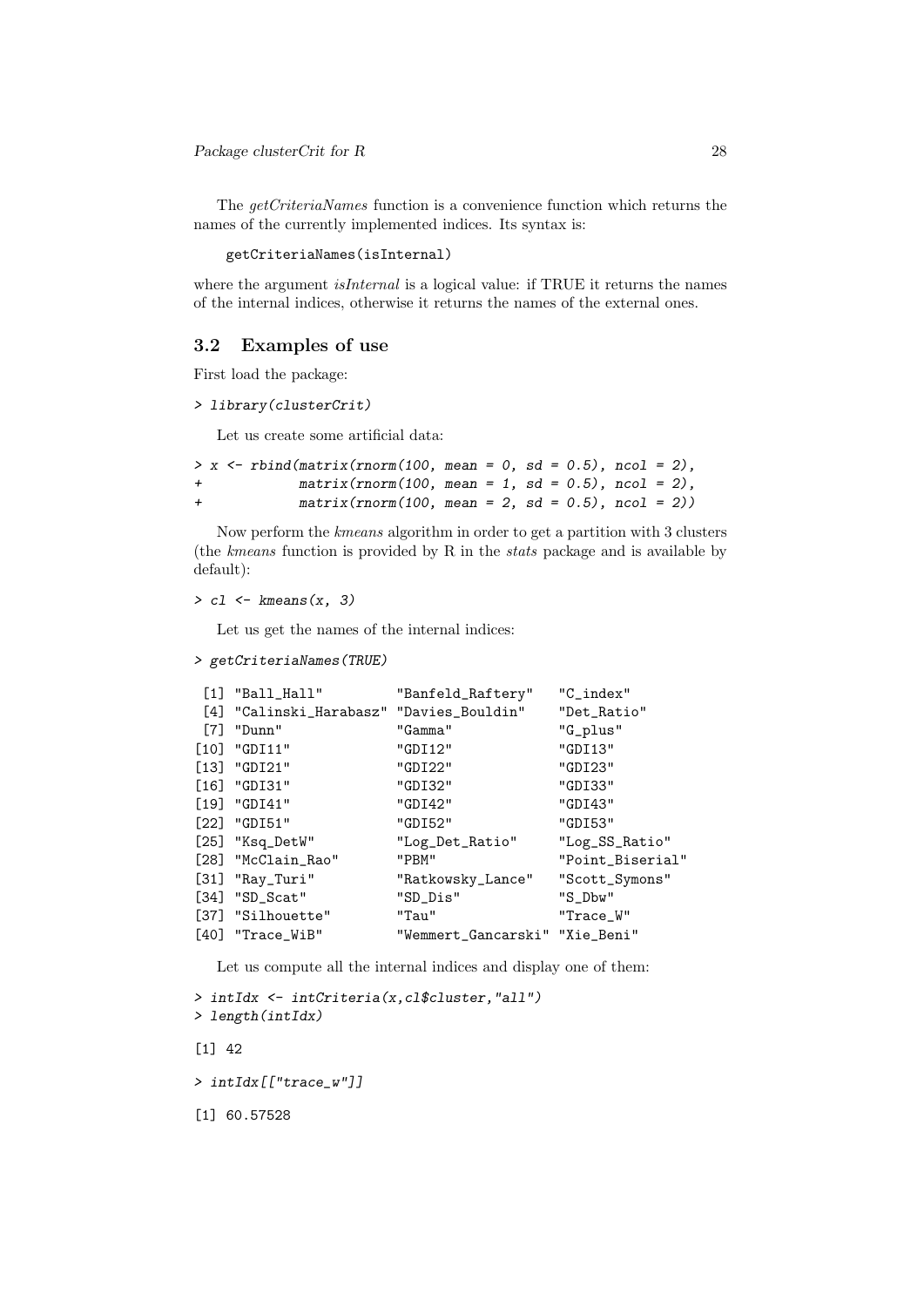The *getCriteriaNames* function is a convenience function which returns the names of the currently implemented indices. Its syntax is:

```
getCriteriaNames(isInternal)
```

where the argument *isInternal* is a logical value: if TRUE it returns the names of the internal indices, otherwise it returns the names of the external ones.

## 3.2 Examples of use

First load the package:

```
> library(clusterCrit)
```

Let us create some artificial data:

```
> x <- rbind(matrix(rnorm(100, mean = 0, sd = 0.5), ncol = 2),
+            matrix(rnorm(100, mean = 1, sd = 0.5), ncol = 2),
+            matrix(rnorm(100, mean = 2, sd = 0.5), ncol = 2))
```

Now perform the *kmeans* algorithm in order to get a partition with 3 clusters (the *kmeans* function is provided by R in the *stats* package and is available by default):

```
> cl <- kmeans(x, 3)
```

Let us get the names of the internal indices:

```
> getCriteriaNames(TRUE)
```

```
 [1] "Ball_Hall"          "Banfeld_Raftery"    "C_index"
 [4] "Calinski_Harabasz"  "Davies_Bouldin"     "Det_Ratio"
 [7] "Dunn"               "Gamma"              "G_plus"
[10] "GDI11"              "GDI12"              "GDI13"
[13] "GDI21"              "GDI22"              "GDI23"
[16] "GDI31"              "GDI32"              "GDI33"
[19] "GDI41"              "GDI42"              "GDI43"
[22] "GDI51"              "GDI52"              "GDI53"
[25] "Ksq_DetW"           "Log_Det_Ratio"      "Log_SS_Ratio"
[28] "McClain_Rao"        "PBM"                "Point_Biserial"
[31] "Ray_Turi"           "Ratkowsky_Lance"    "Scott_Symons"
[34] "SD_Scat"            "SD_Dis"             "S_Dbw"
[37] "Silhouette"         "Tau"                "Trace_W"
[40] "Trace_WiB"          "Wemmert_Gancarski"  "Xie_Beni"
```

Let us compute all the internal indices and display one of them:

```
> intIdx <- intCriteria(x,cl$cluster,"all")
> length(intIdx)
```

```
[1] 42
```

```
> intIdx[["trace_w"]]
```

```
[1] 60.57528
```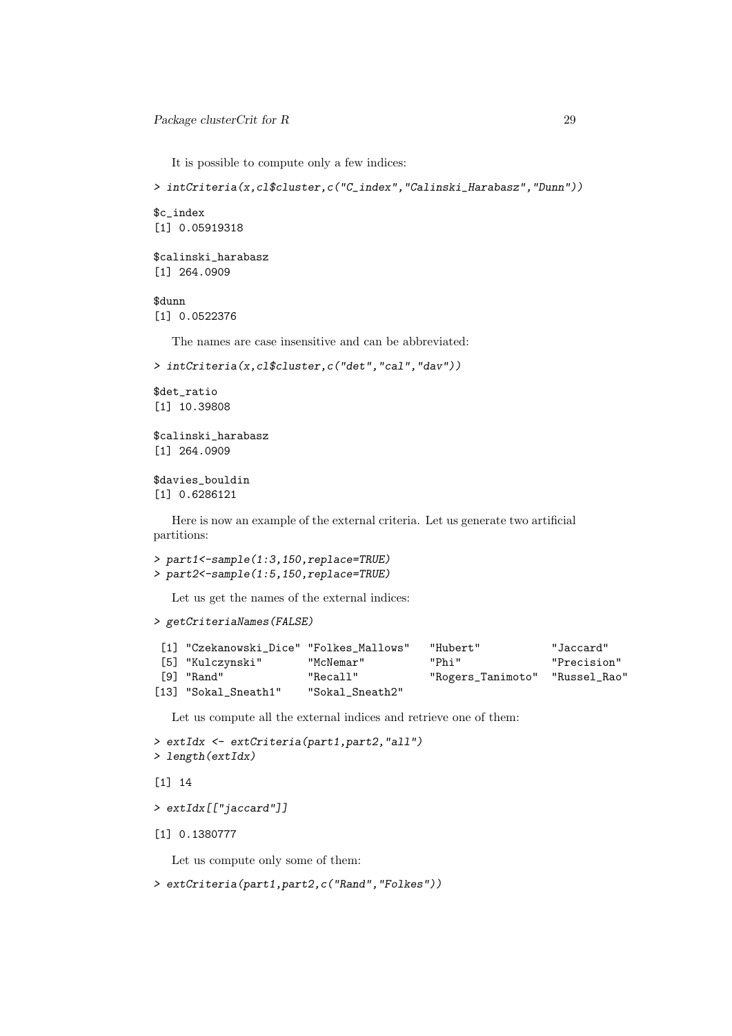It is possible to compute only a few indices:

```
> intCriteria(x,cl$cluster,c("C_index","Calinski_Harabasz","Dunn"))

$c_index
[1] 0.05919318

$calinski_harabasz
[1] 264.0909

$dunn
[1] 0.0522376
```

The names are case insensitive and can be abbreviated:

```
> intCriteria(x,cl$cluster,c("det","cal","dav"))

$det_ratio
[1] 10.39808

$calinski_harabasz
[1] 264.0909

$davies_bouldin
[1] 0.6286121
```

Here is now an example of the external criteria. Let us generate two artificial partitions:

```
> part1<-sample(1:3,150,replace=TRUE)
> part2<-sample(1:5,150,replace=TRUE)
```

Let us get the names of the external indices:

```
> getCriteriaNames(FALSE)

 [1] "Czekanowski_Dice" "Folkes_Mallows"   "Hubert"           "Jaccard"
 [5] "Kulczynski"       "McNemar"          "Phi"              "Precision"
 [9] "Rand"             "Recall"           "Rogers_Tanimoto"  "Russel_Rao"
[13] "Sokal_Sneath1"    "Sokal_Sneath2"
```

Let us compute all the external indices and retrieve one of them:

```
> extIdx <- extCriteria(part1,part2,"all")
> length(extIdx)

[1] 14

> extIdx[["jaccard"]]

[1] 0.1380777
```

Let us compute only some of them:

```
> extCriteria(part1,part2,c("Rand","Folkes"))
```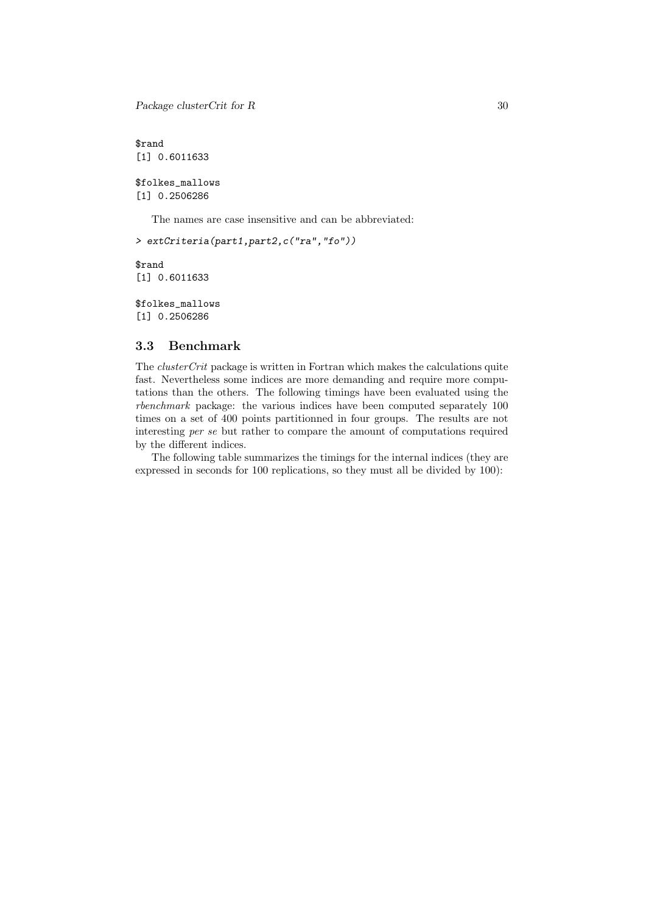```
$rand
[1] 0.6011633

$folkes_mallows
[1] 0.2506286
```

The names are case insensitive and can be abbreviated:

```
> extCriteria(part1,part2,c("ra","fo"))

$rand
[1] 0.6011633

$folkes_mallows
[1] 0.2506286
```

## 3.3 Benchmark

The *clusterCrit* package is written in Fortran which makes the calculations quite fast. Nevertheless some indices are more demanding and require more computations than the others. The following timings have been evaluated using the *rbenchmark* package: the various indices have been computed separately 100 times on a set of 400 points partitionned in four groups. The results are not interesting *per se* but rather to compare the amount of computations required by the different indices.

The following table summarizes the timings for the internal indices (they are expressed in seconds for 100 replications, so they must all be divided by 100):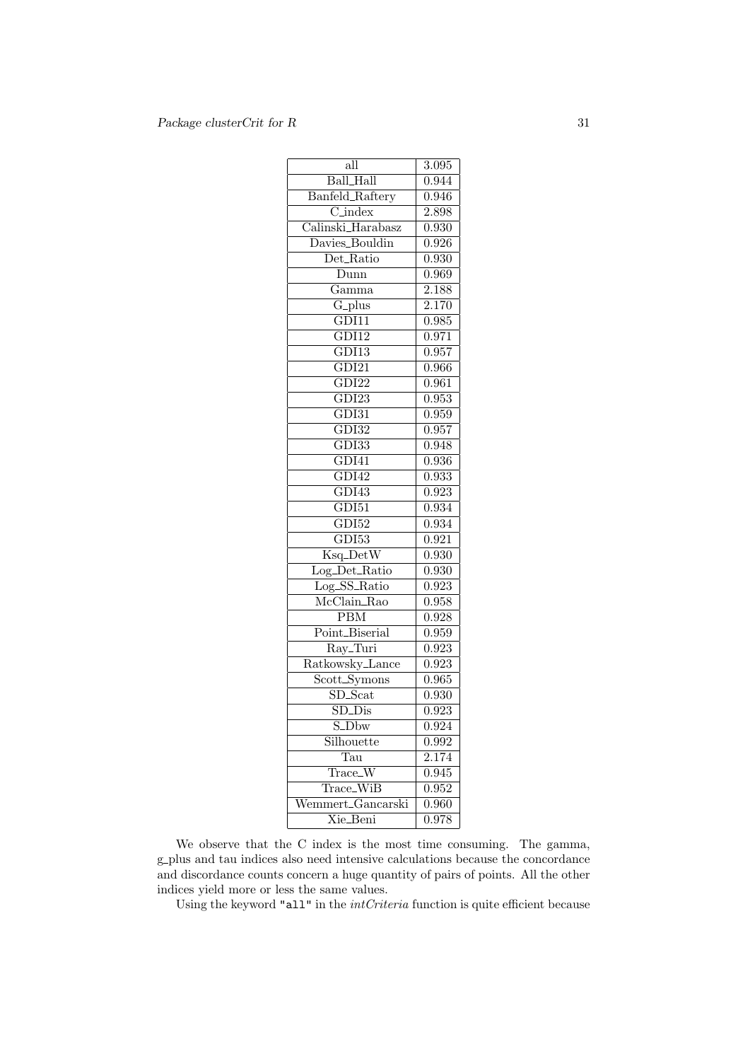| all | 3.095 |
|---|---|
| Ball_Hall | 0.944 |
| Banfeld_Raftery | 0.946 |
| C_index | 2.898 |
| Calinski_Harabasz | 0.930 |
| Davies_Bouldin | 0.926 |
| Det_Ratio | 0.930 |
| Dunn | 0.969 |
| Gamma | 2.188 |
| G_plus | 2.170 |
| GDI11 | 0.985 |
| GDI12 | 0.971 |
| GDI13 | 0.957 |
| GDI21 | 0.966 |
| GDI22 | 0.961 |
| GDI23 | 0.953 |
| GDI31 | 0.959 |
| GDI32 | 0.957 |
| GDI33 | 0.948 |
| GDI41 | 0.936 |
| GDI42 | 0.933 |
| GDI43 | 0.923 |
| GDI51 | 0.934 |
| GDI52 | 0.934 |
| GDI53 | 0.921 |
| Ksq_DetW | 0.930 |
| Log_Det_Ratio | 0.930 |
| Log_SS_Ratio | 0.923 |
| McClain_Rao | 0.958 |
| PBM | 0.928 |
| Point_Biserial | 0.959 |
| Ray_Turi | 0.923 |
| Ratkowsky_Lance | 0.923 |
| Scott_Symons | 0.965 |
| SD_Scat | 0.930 |
| SD_Dis | 0.923 |
| S_Dbw | 0.924 |
| Silhouette | 0.992 |
| Tau | 2.174 |
| Trace_W | 0.945 |
| Trace_WiB | 0.952 |
| Wemmert_Gancarski | 0.960 |
| Xie_Beni | 0.978 |

We observe that the C index is the most time consuming. The gamma, g_plus and tau indices also need intensive calculations because the concordance and discordance counts concern a huge quantity of pairs of points. All the other indices yield more or less the same values.

Using the keyword `"all"` in the *intCriteria* function is quite efficient because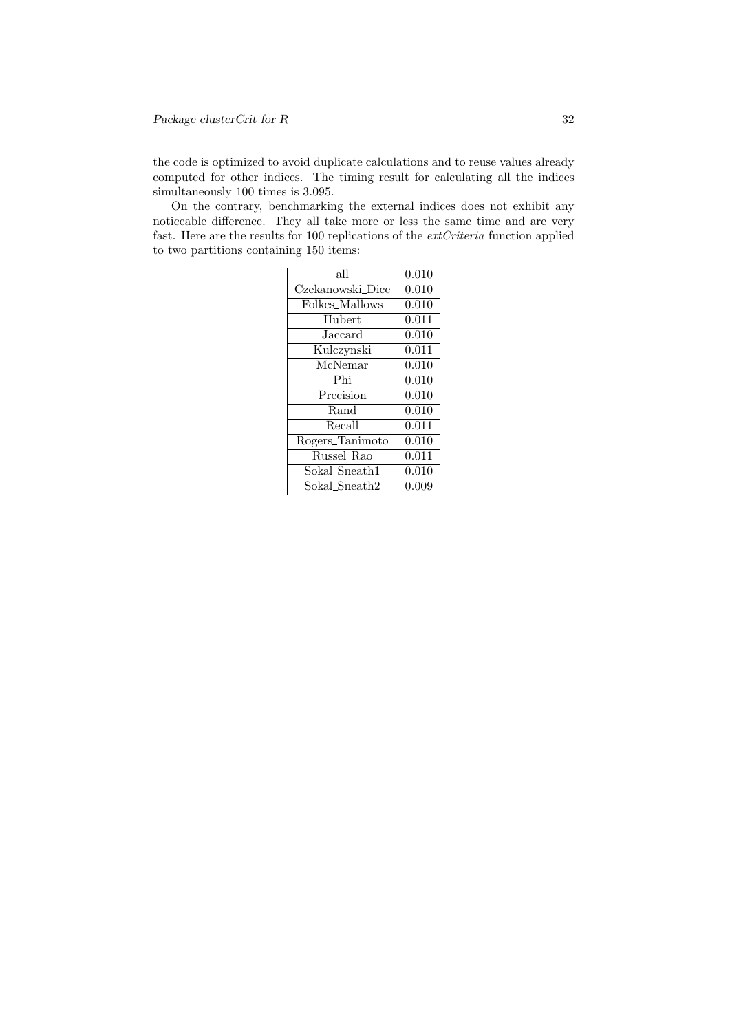the code is optimized to avoid duplicate calculations and to reuse values already computed for other indices. The timing result for calculating all the indices simultaneously 100 times is 3.095.

On the contrary, benchmarking the external indices does not exhibit any noticeable difference. They all take more or less the same time and are very fast. Here are the results for 100 replications of the *extCriteria* function applied to two partitions containing 150 items:

| | |
|---|---|
| all | 0.010 |
| Czekanowski_Dice | 0.010 |
| Folkes_Mallows | 0.010 |
| Hubert | 0.011 |
| Jaccard | 0.010 |
| Kulczynski | 0.011 |
| McNemar | 0.010 |
| Phi | 0.010 |
| Precision | 0.010 |
| Rand | 0.010 |
| Recall | 0.011 |
| Rogers_Tanimoto | 0.010 |
| Russel_Rao | 0.011 |
| Sokal_Sneath1 | 0.010 |
| Sokal_Sneath2 | 0.009 |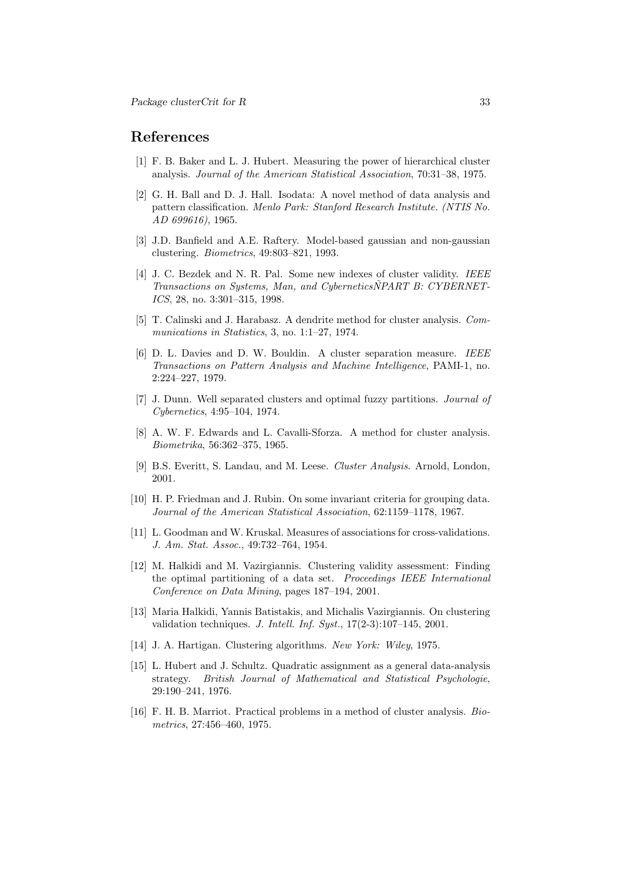# References

[1] F. B. Baker and L. J. Hubert. Measuring the power of hierarchical cluster analysis. *Journal of the American Statistical Association*, 70:31–38, 1975.

[2] G. H. Ball and D. J. Hall. Isodata: A novel method of data analysis and pattern classification. *Menlo Park: Stanford Research Institute. (NTIS No. AD 699616)*, 1965.

[3] J.D. Banfield and A.E. Raftery. Model-based gaussian and non-gaussian clustering. *Biometrics*, 49:803–821, 1993.

[4] J. C. Bezdek and N. R. Pal. Some new indexes of cluster validity. *IEEE Transactions on Systems, Man, and CyberneticsŃPART B: CYBERNETICS*, 28, no. 3:301–315, 1998.

[5] T. Calinski and J. Harabasz. A dendrite method for cluster analysis. *Communications in Statistics*, 3, no. 1:1–27, 1974.

[6] D. L. Davies and D. W. Bouldin. A cluster separation measure. *IEEE Transactions on Pattern Analysis and Machine Intelligence*, PAMI-1, no. 2:224–227, 1979.

[7] J. Dunn. Well separated clusters and optimal fuzzy partitions. *Journal of Cybernetics*, 4:95–104, 1974.

[8] A. W. F. Edwards and L. Cavalli-Sforza. A method for cluster analysis. *Biometrika*, 56:362–375, 1965.

[9] B.S. Everitt, S. Landau, and M. Leese. *Cluster Analysis*. Arnold, London, 2001.

[10] H. P. Friedman and J. Rubin. On some invariant criteria for grouping data. *Journal of the American Statistical Association*, 62:1159–1178, 1967.

[11] L. Goodman and W. Kruskal. Measures of associations for cross-validations. *J. Am. Stat. Assoc.*, 49:732–764, 1954.

[12] M. Halkidi and M. Vazirgiannis. Clustering validity assessment: Finding the optimal partitioning of a data set. *Proceedings IEEE International Conference on Data Mining*, pages 187–194, 2001.

[13] Maria Halkidi, Yannis Batistakis, and Michalis Vazirgiannis. On clustering validation techniques. *J. Intell. Inf. Syst.*, 17(2-3):107–145, 2001.

[14] J. A. Hartigan. Clustering algorithms. *New York: Wiley*, 1975.

[15] L. Hubert and J. Schultz. Quadratic assignment as a general data-analysis strategy. *British Journal of Mathematical and Statistical Psychologie*, 29:190–241, 1976.

[16] F. H. B. Marriot. Practical problems in a method of cluster analysis. *Biometrics*, 27:456–460, 1975.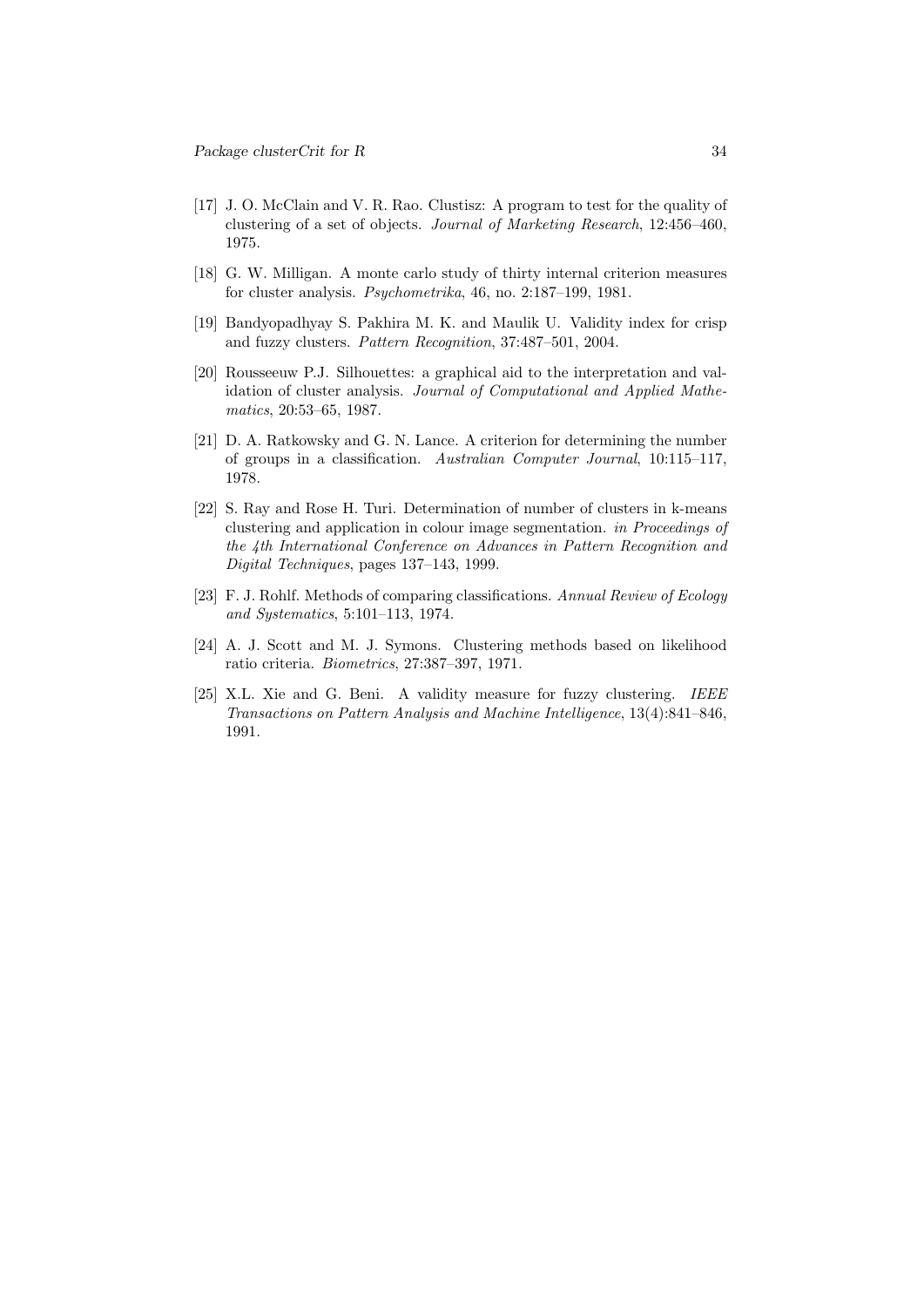[17] J. O. McClain and V. R. Rao. Clustisz: A program to test for the quality of clustering of a set of objects. *Journal of Marketing Research*, 12:456–460, 1975.

[18] G. W. Milligan. A monte carlo study of thirty internal criterion measures for cluster analysis. *Psychometrika*, 46, no. 2:187–199, 1981.

[19] Bandyopadhyay S. Pakhira M. K. and Maulik U. Validity index for crisp and fuzzy clusters. *Pattern Recognition*, 37:487–501, 2004.

[20] Rousseeuw P.J. Silhouettes: a graphical aid to the interpretation and validation of cluster analysis. *Journal of Computational and Applied Mathematics*, 20:53–65, 1987.

[21] D. A. Ratkowsky and G. N. Lance. A criterion for determining the number of groups in a classification. *Australian Computer Journal*, 10:115–117, 1978.

[22] S. Ray and Rose H. Turi. Determination of number of clusters in k-means clustering and application in colour image segmentation. *in Proceedings of the 4th International Conference on Advances in Pattern Recognition and Digital Techniques*, pages 137–143, 1999.

[23] F. J. Rohlf. Methods of comparing classifications. *Annual Review of Ecology and Systematics*, 5:101–113, 1974.

[24] A. J. Scott and M. J. Symons. Clustering methods based on likelihood ratio criteria. *Biometrics*, 27:387–397, 1971.

[25] X.L. Xie and G. Beni. A validity measure for fuzzy clustering. *IEEE Transactions on Pattern Analysis and Machine Intelligence*, 13(4):841–846, 1991.